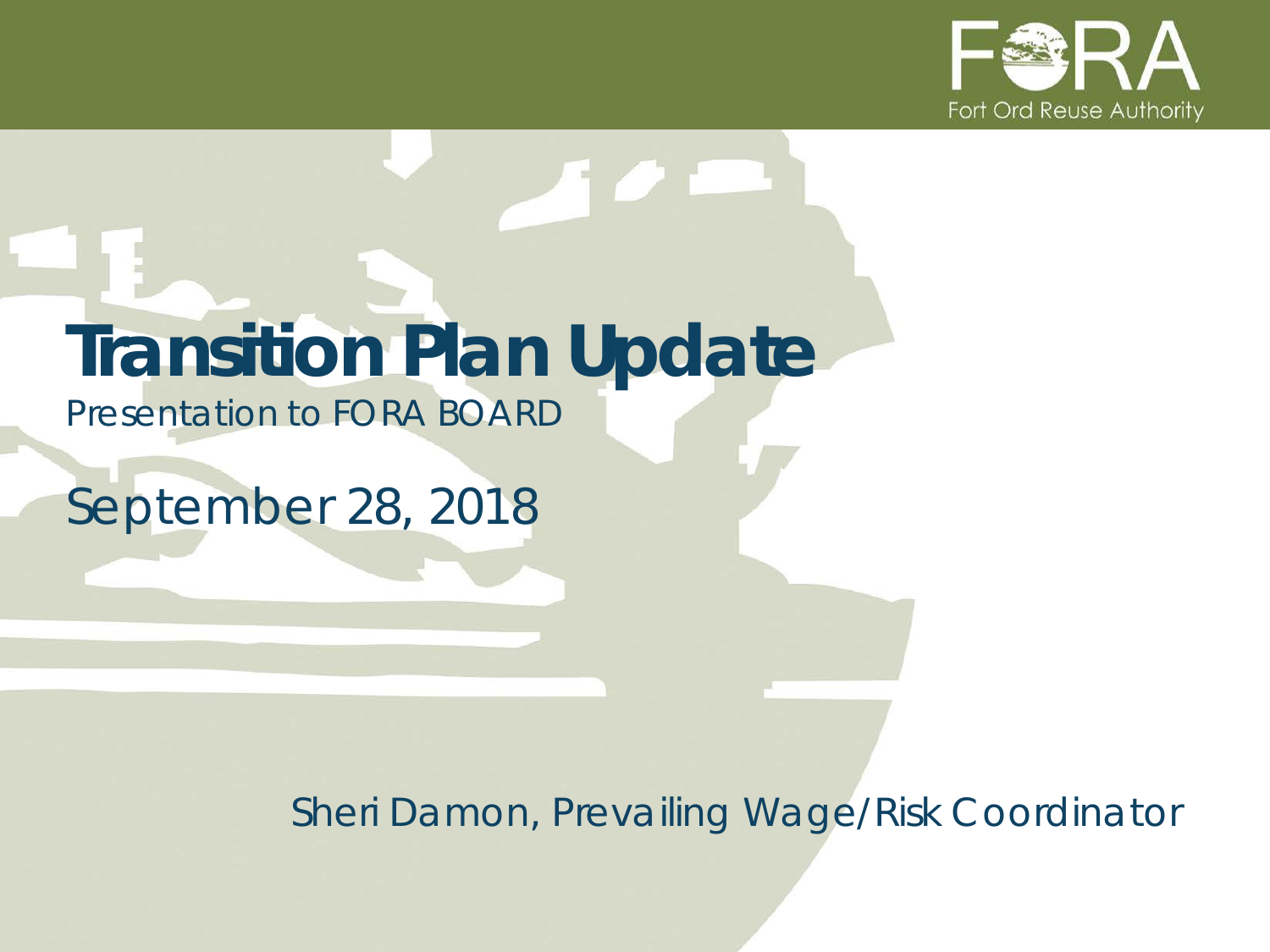FORA

Fort Ord Reuse Authority

# Transition Plan Update

Presentation to FORA BOARD

September 28, 2018

Sheri Damon, Prevailing Wage/Risk Coordinator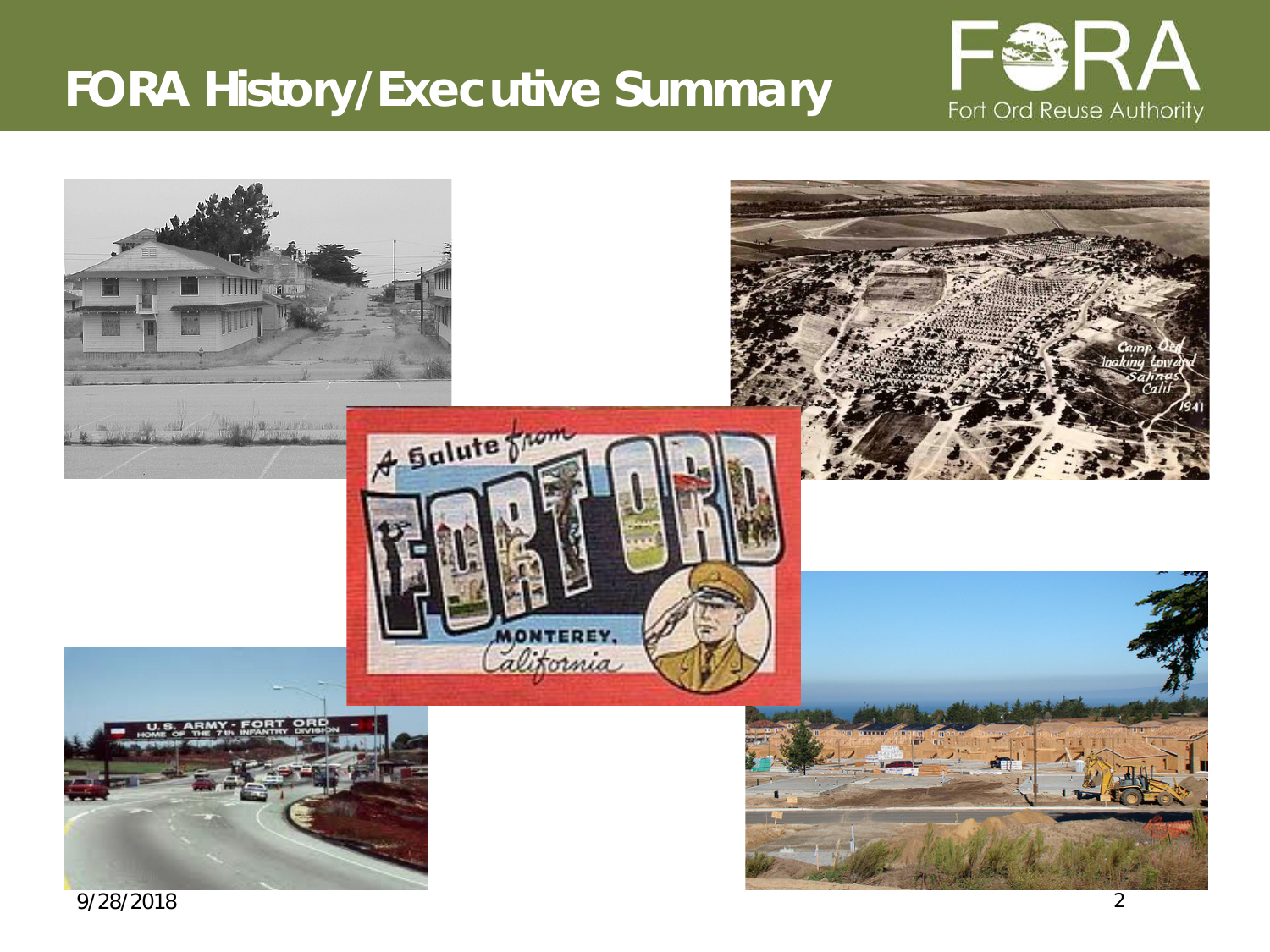# FORA History/Executive Summary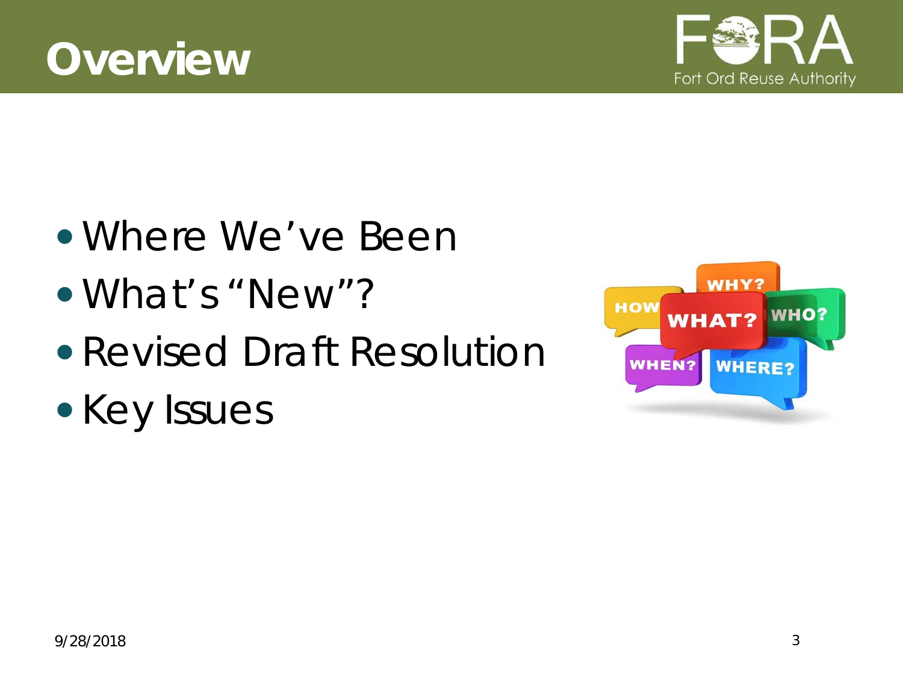# Overview

- Where We've Been
- What's "New"?
- Revised Draft Resolution
- Key Issues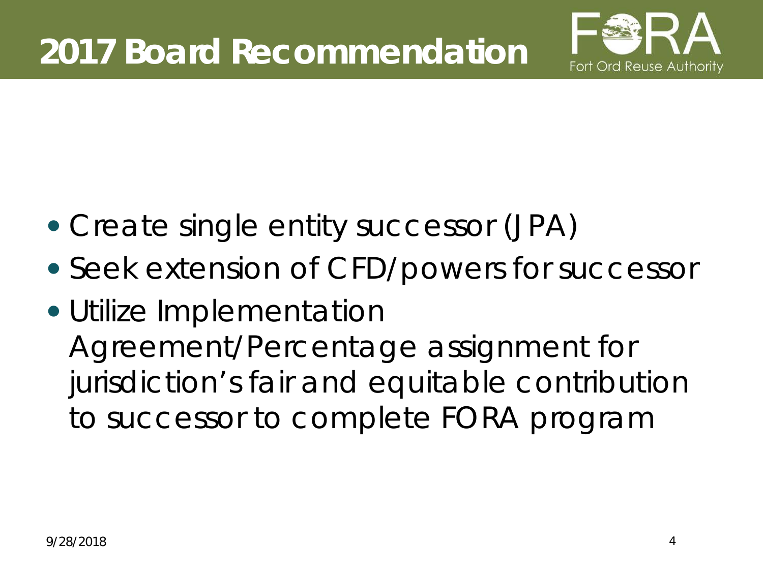# 2017 Board Recommendation

- Create single entity successor (JPA)
- Seek extension of CFD/powers for successor
- Utilize Implementation Agreement/Percentage assignment for jurisdiction's fair and equitable contribution to successor to complete FORA program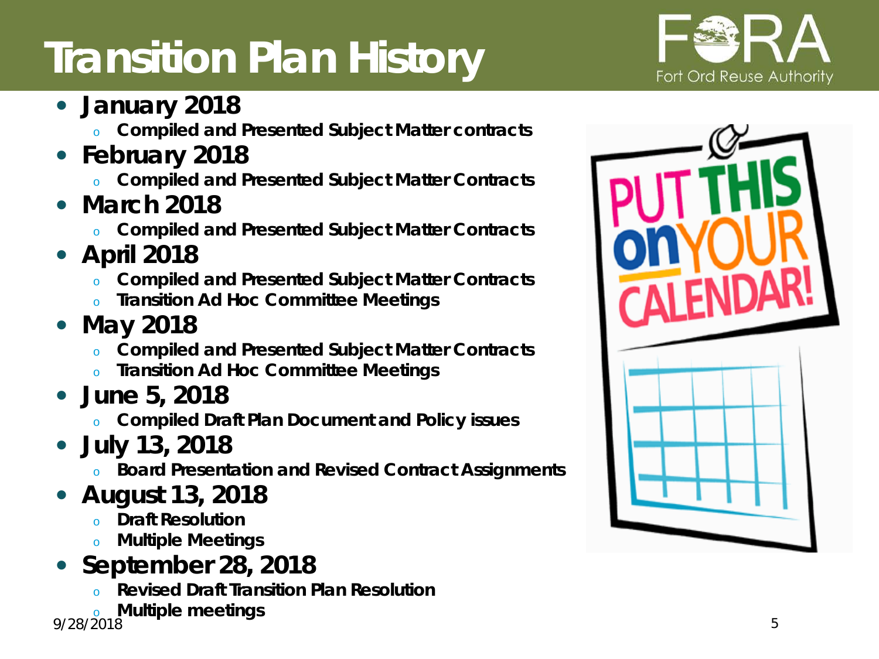# Transition Plan History

- **January 2018**
  - **Compiled and Presented Subject Matter contracts**
- **February 2018**
  - **Compiled and Presented Subject Matter Contracts**
- **March 2018**
  - **Compiled and Presented Subject Matter Contracts**
- **April 2018**
  - **Compiled and Presented Subject Matter Contracts**
  - **Transition Ad Hoc Committee Meetings**
- **May 2018**
  - **Compiled and Presented Subject Matter Contracts**
  - **Transition Ad Hoc Committee Meetings**
- **June 5, 2018**
  - **Compiled Draft Plan Document and Policy issues**
- **July 13, 2018**
  - **Board Presentation and Revised Contract Assignments**
- **August 13, 2018**
  - **Draft Resolution**
  - **Multiple Meetings**
- **September 28, 2018**
  - **Revised Draft Transition Plan Resolution**
  - **Multiple meetings**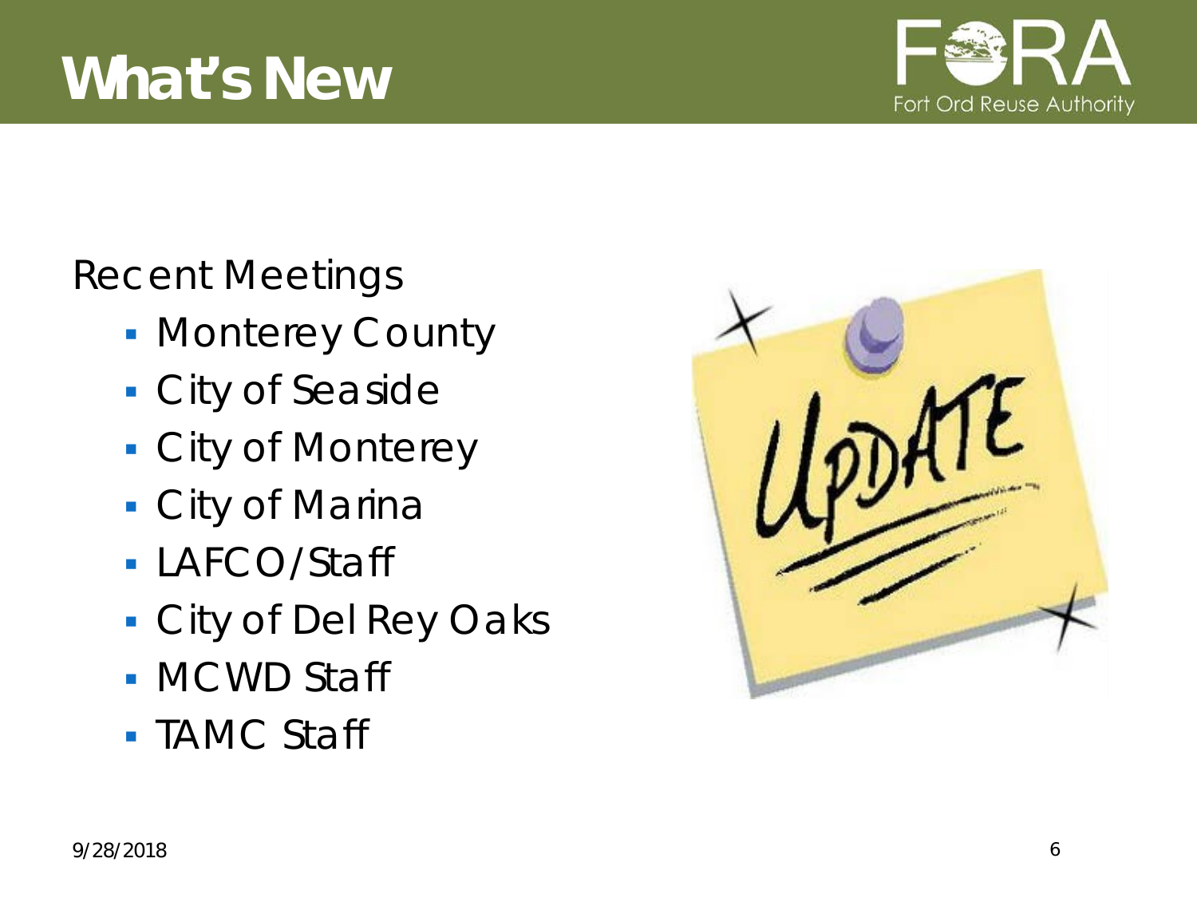# What's New

Recent Meetings

- Monterey County
- City of Seaside
- City of Monterey
- City of Marina
- LAFCO/Staff
- City of Del Rey Oaks
- MCWD Staff
- TAMC Staff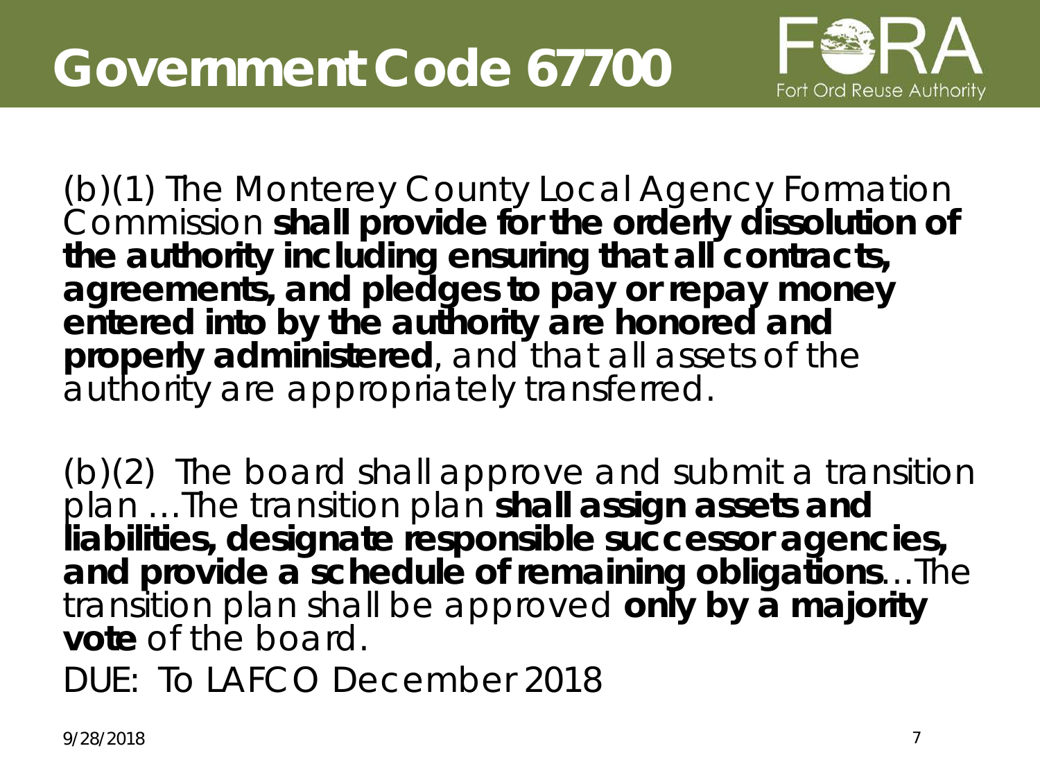# Government Code 67700

(b)(1) The Monterey County Local Agency Formation Commission **shall provide for the orderly dissolution of the authority including ensuring that all contracts, agreements, and pledges to pay or repay money entered into by the authority are honored and properly administered**, and that all assets of the authority are appropriately transferred.

(b)(2) The board shall approve and submit a transition plan …The transition plan **shall assign assets and liabilities, designate responsible successor agencies, and provide a schedule of remaining obligations**…The transition plan shall be approved **only by a majority vote** of the board.

DUE: To LAFCO December 2018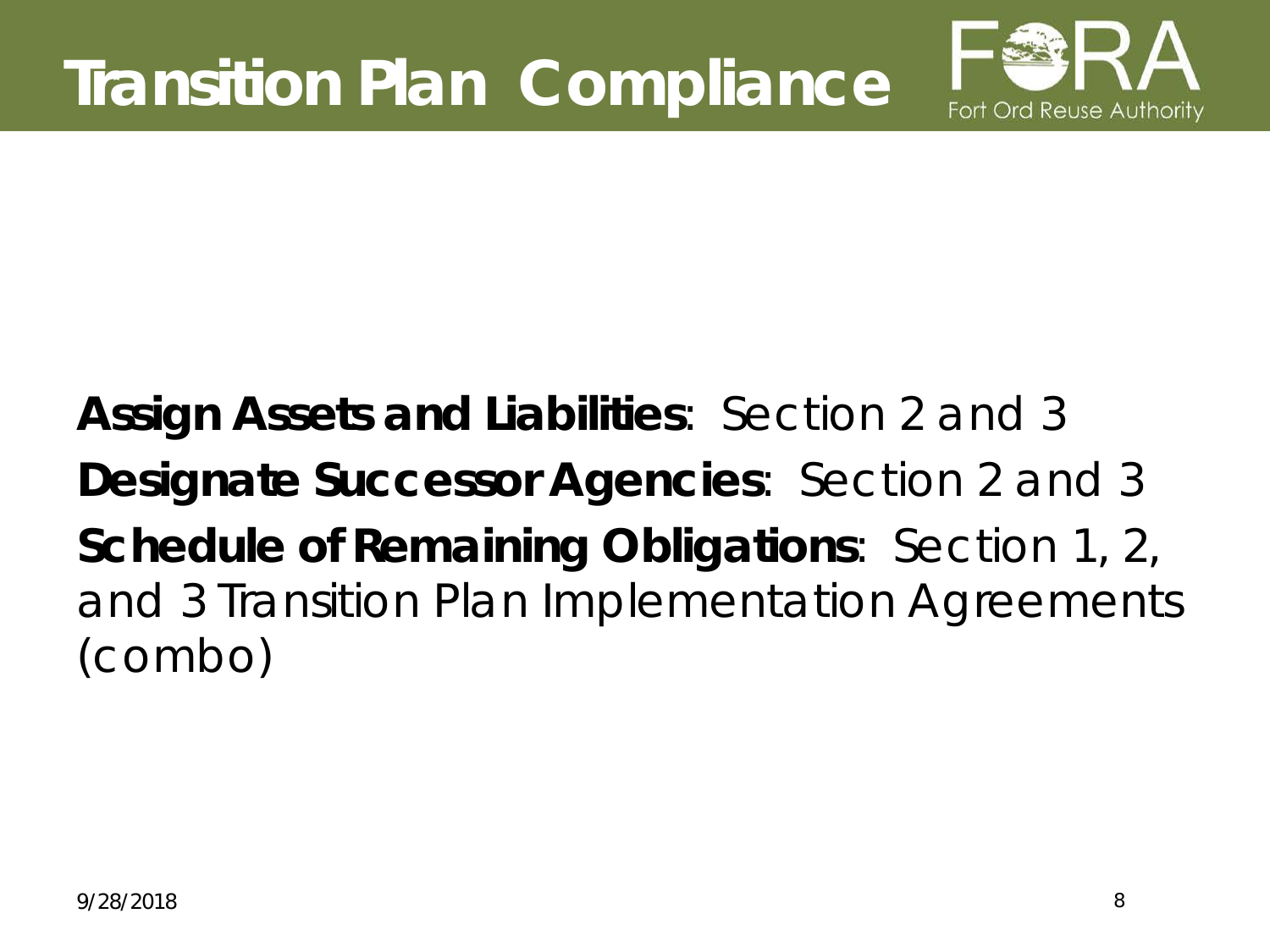# Transition Plan Compliance

**Assign Assets and Liabilities**: Section 2 and 3

**Designate Successor Agencies**: Section 2 and 3

**Schedule of Remaining Obligations**: Section 1, 2, and 3 Transition Plan Implementation Agreements (combo)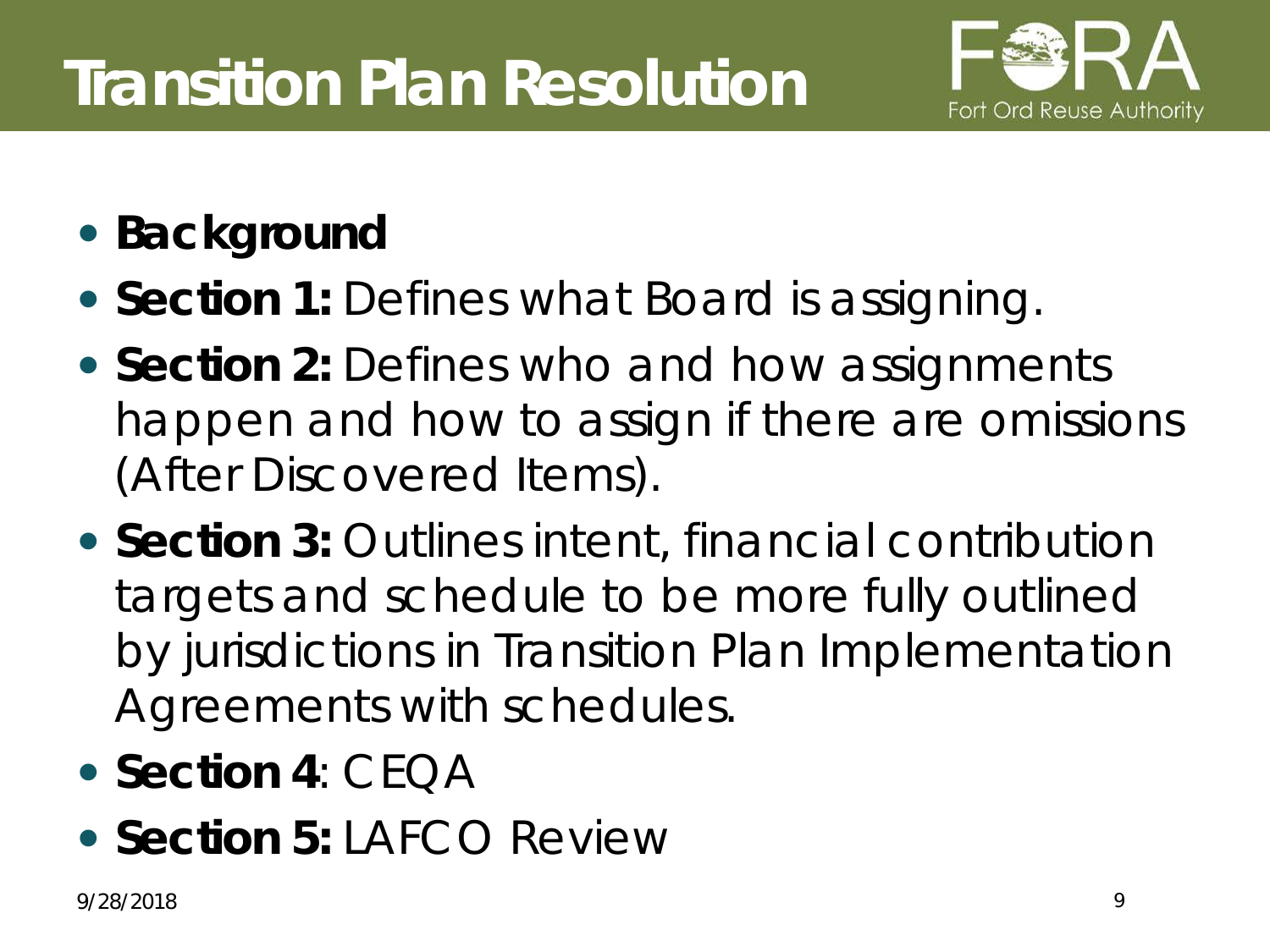# Transition Plan Resolution

- **Background**
- **Section 1:** Defines what Board is assigning.
- **Section 2:** Defines who and how assignments happen and how to assign if there are omissions (After Discovered Items).
- **Section 3:** Outlines intent, financial contribution targets and schedule to be more fully outlined by jurisdictions in Transition Plan Implementation Agreements with schedules.
- **Section 4**: CEQA
- **Section 5:** LAFCO Review

9/28/2018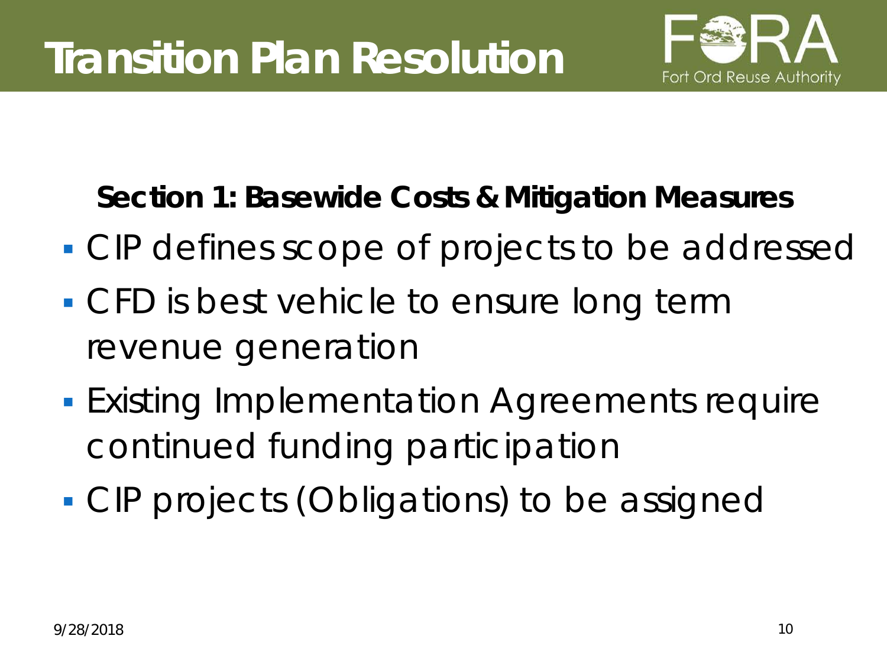# Transition Plan Resolution

**Section 1: Basewide Costs & Mitigation Measures**

- CIP defines scope of projects to be addressed
- CFD is best vehicle to ensure long term revenue generation
- Existing Implementation Agreements require continued funding participation
- CIP projects (Obligations) to be assigned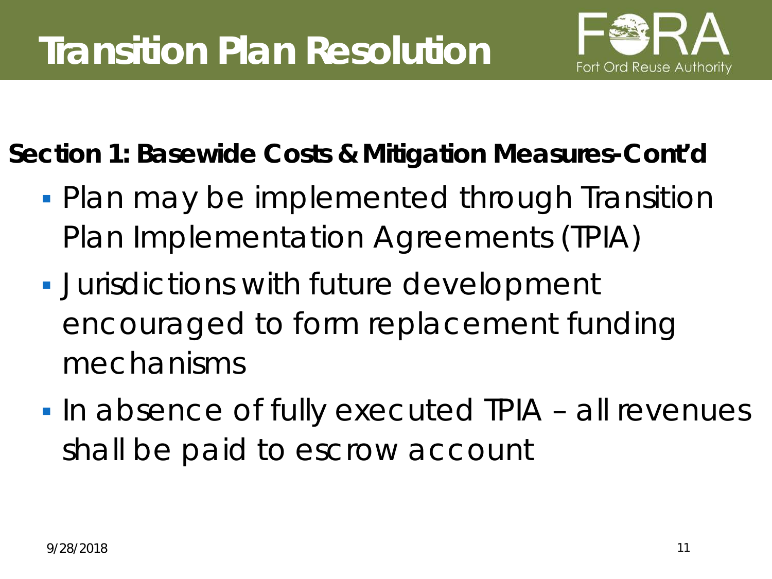# Transition Plan Resolution

Fort Ord Reuse Authority

**Section 1: Basewide Costs & Mitigation Measures-Cont'd**

- Plan may be implemented through Transition Plan Implementation Agreements (TPIA)
- Jurisdictions with future development encouraged to form replacement funding mechanisms
- In absence of fully executed TPIA – all revenues shall be paid to escrow account

9/28/2018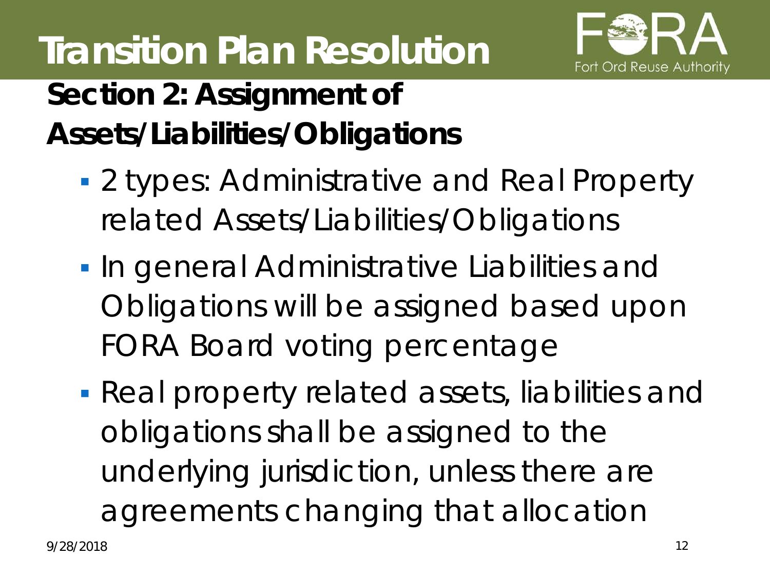# Transition Plan Resolution

## Section 2: Assignment of Assets/Liabilities/Obligations

- 2 types: Administrative and Real Property related Assets/Liabilities/Obligations
- In general Administrative Liabilities and Obligations will be assigned based upon FORA Board voting percentage
- Real property related assets, liabilities and obligations shall be assigned to the underlying jurisdiction, unless there are agreements changing that allocation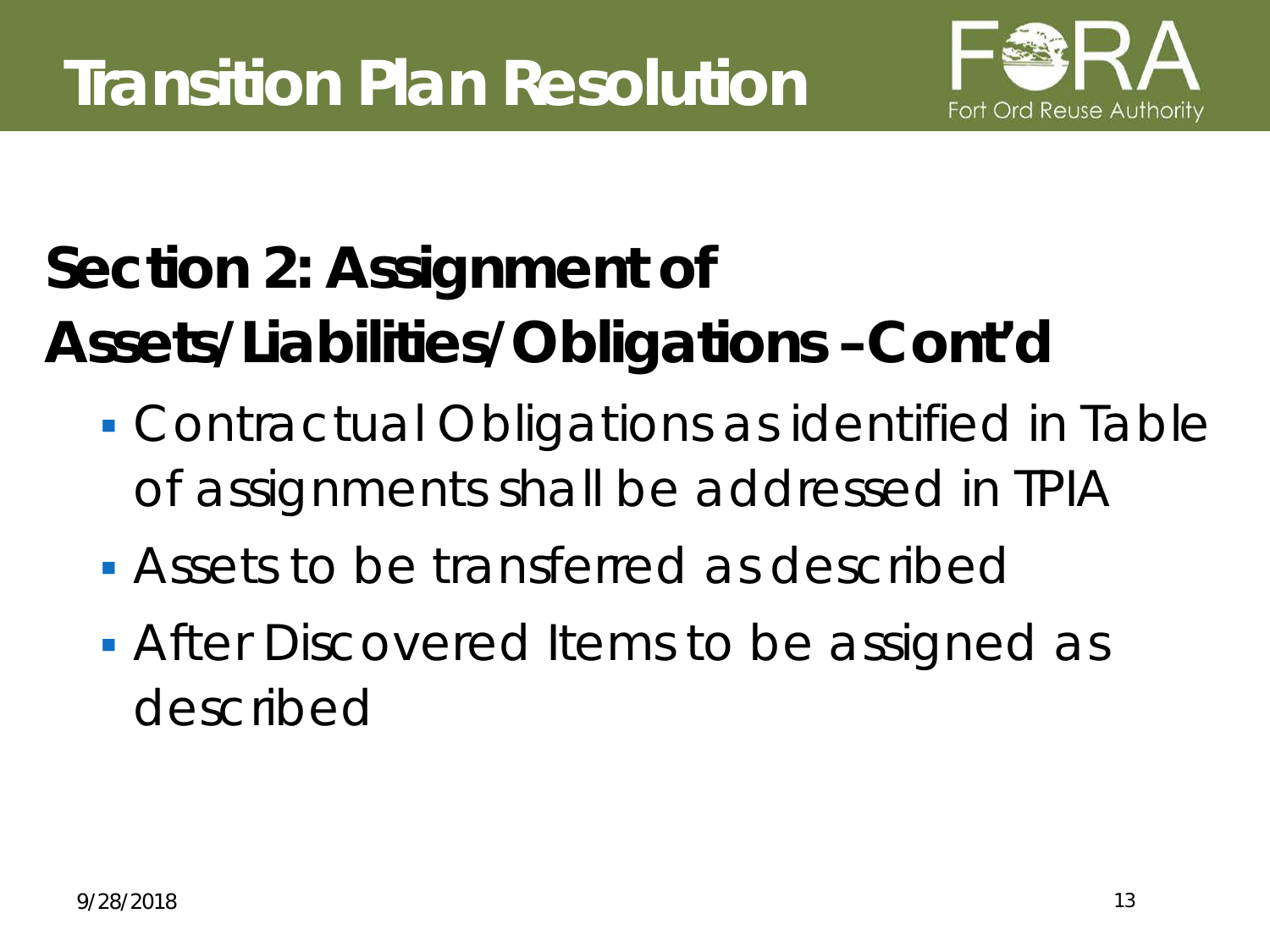# Transition Plan Resolution

## Section 2: Assignment of Assets/Liabilities/Obligations – Cont'd

- Contractual Obligations as identified in Table of assignments shall be addressed in TPIA
- Assets to be transferred as described
- After Discovered Items to be assigned as described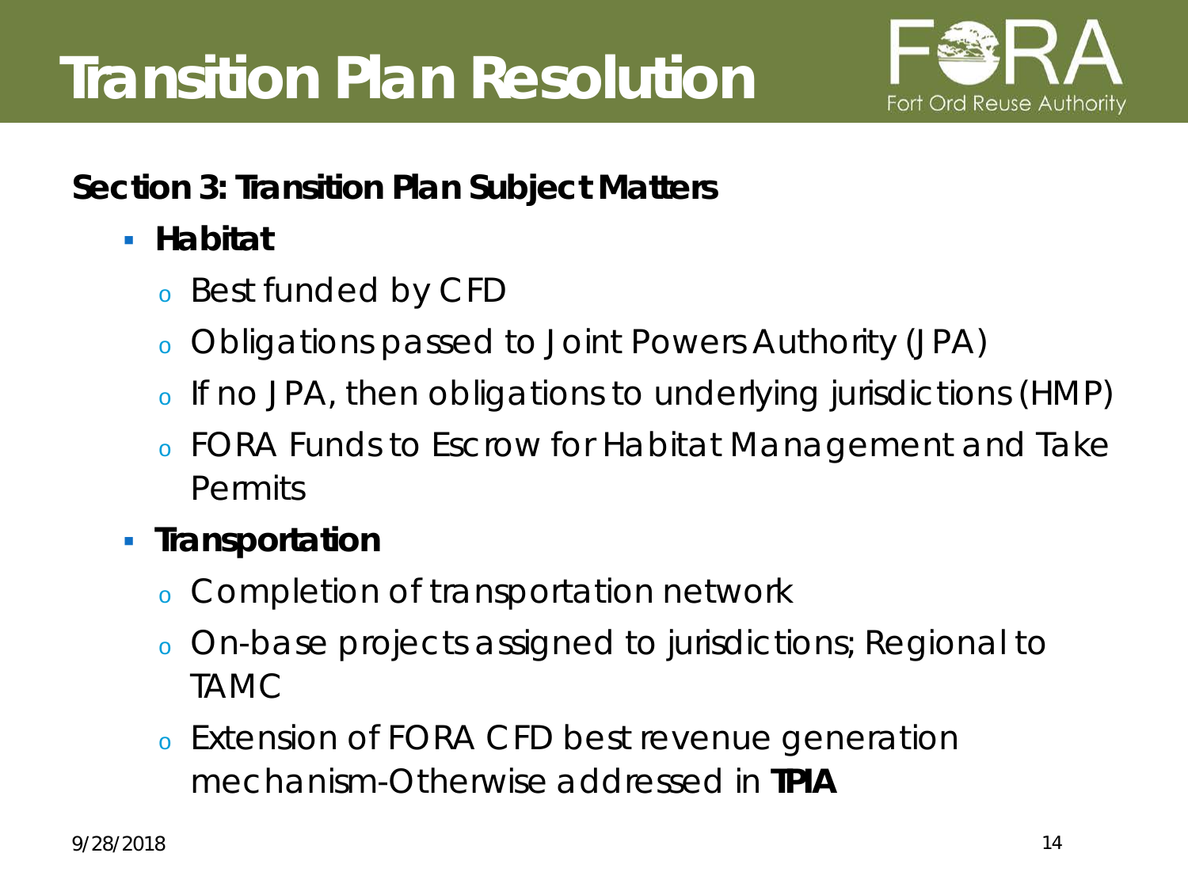# Transition Plan Resolution

**Section 3: Transition Plan Subject Matters**

- **Habitat**
  - Best funded by CFD
  - Obligations passed to Joint Powers Authority (JPA)
  - If no JPA, then obligations to underlying jurisdictions (HMP)
  - FORA Funds to Escrow for Habitat Management and Take Permits
- **Transportation**
  - Completion of transportation network
  - On-base projects assigned to jurisdictions; Regional to TAMC
  - Extension of FORA CFD best revenue generation mechanism-Otherwise addressed in **TPIA**

9/28/2018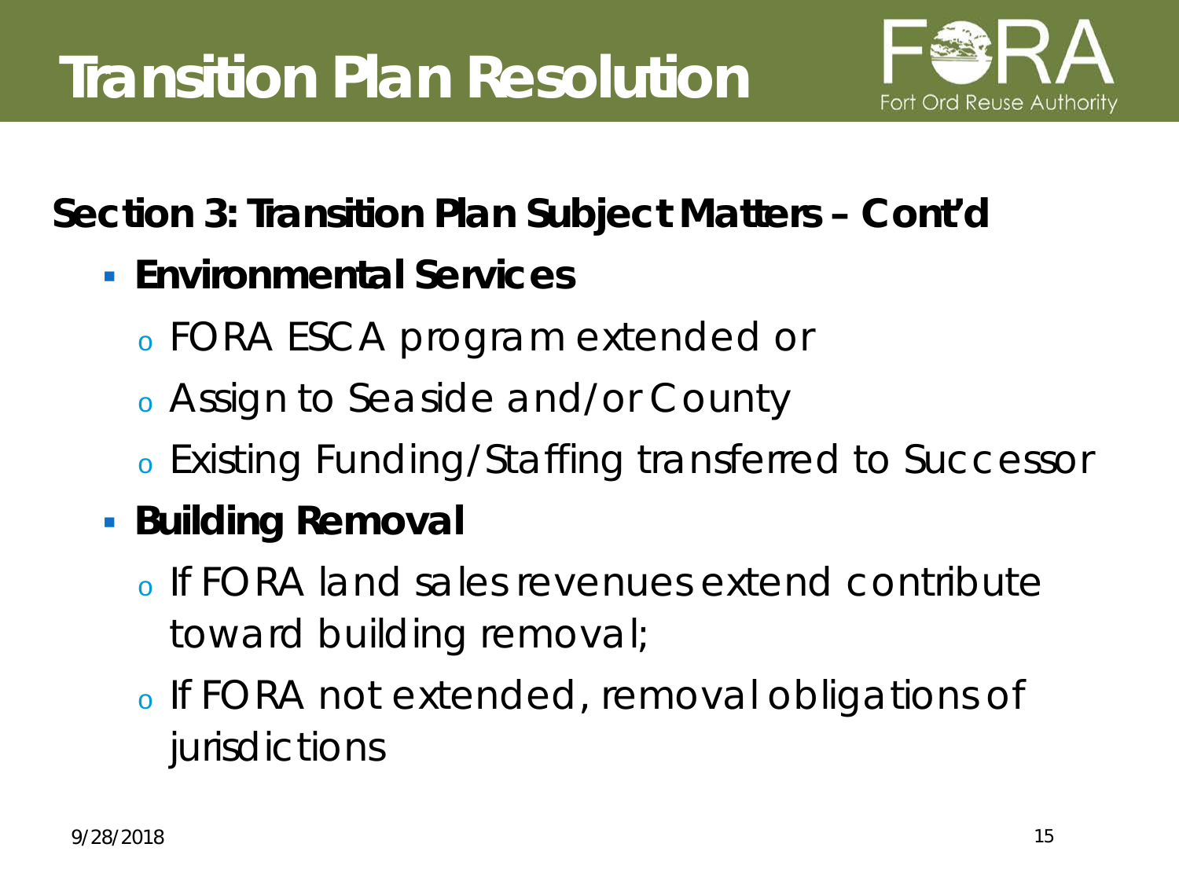# Transition Plan Resolution

Fort Ord Reuse Authority

## Section 3: Transition Plan Subject Matters – Cont'd

- **Environmental Services**
  - FORA ESCA program extended or
  - Assign to Seaside and/or County
  - Existing Funding/Staffing transferred to Successor
- **Building Removal**
  - If FORA land sales revenues extend contribute toward building removal;
  - If FORA not extended, removal obligations of jurisdictions

9/28/2018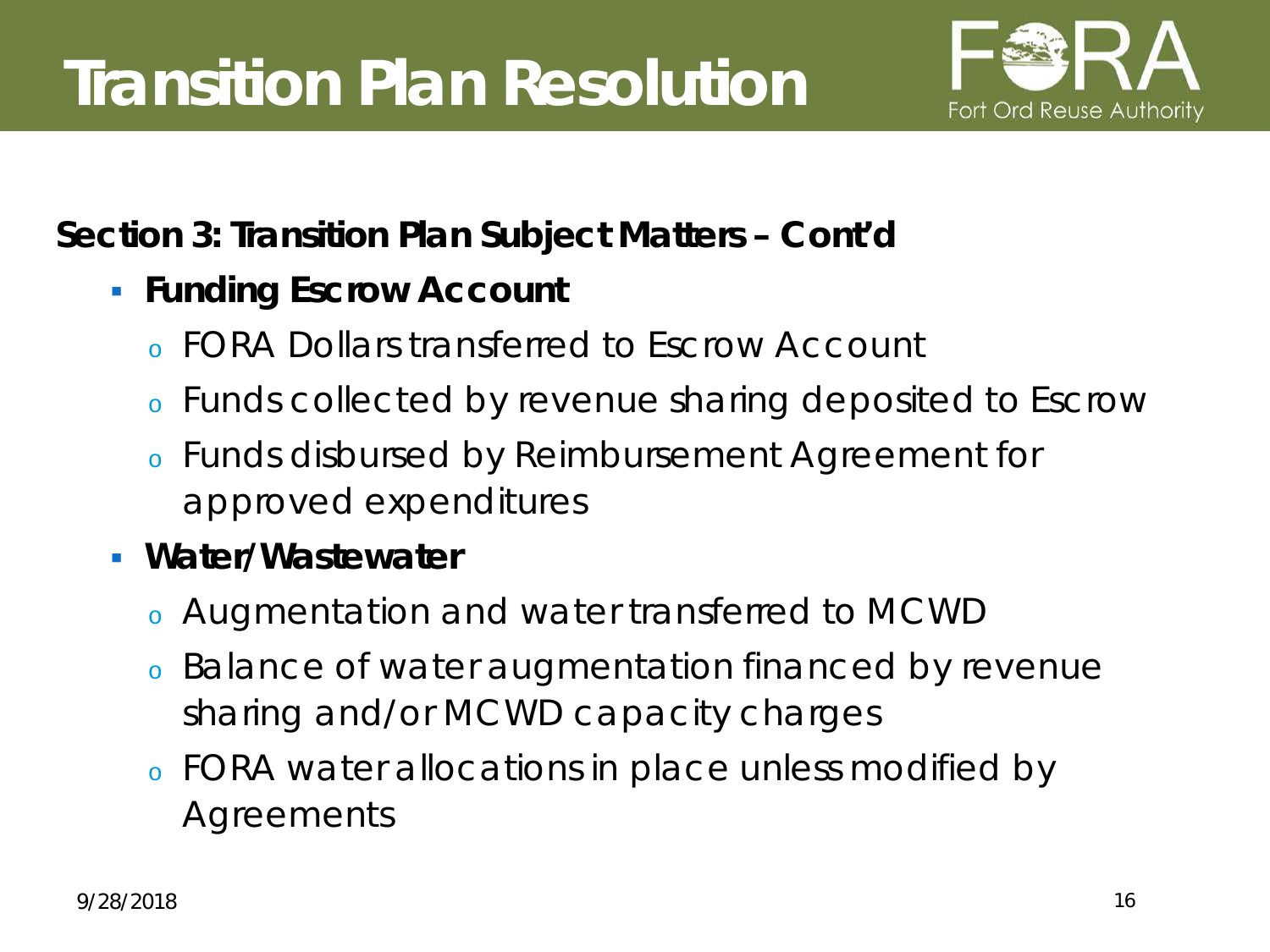# Transition Plan Resolution

**Section 3: Transition Plan Subject Matters – Cont'd**

- **Funding Escrow Account**
  - FORA Dollars transferred to Escrow Account
  - Funds collected by revenue sharing deposited to Escrow
  - Funds disbursed by Reimbursement Agreement for approved expenditures
- **Water/Wastewater**
  - Augmentation and water transferred to MCWD
  - Balance of water augmentation financed by revenue sharing and/or MCWD capacity charges
  - FORA water allocations in place unless modified by Agreements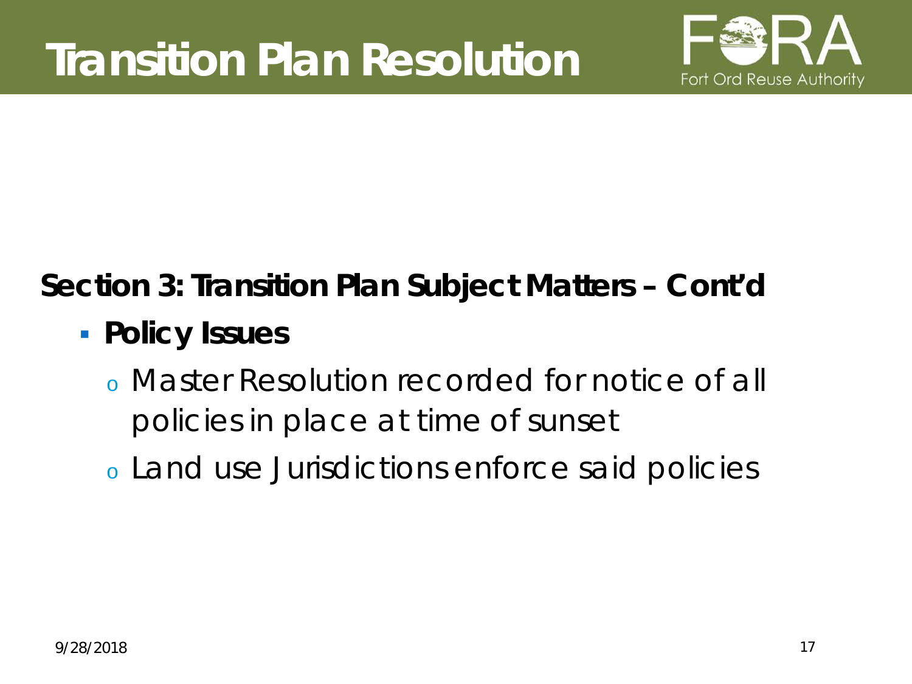# Transition Plan Resolution

**Section 3: Transition Plan Subject Matters – Cont'd**

- **Policy Issues**
  - Master Resolution recorded for notice of all policies in place at time of sunset
  - Land use Jurisdictions enforce said policies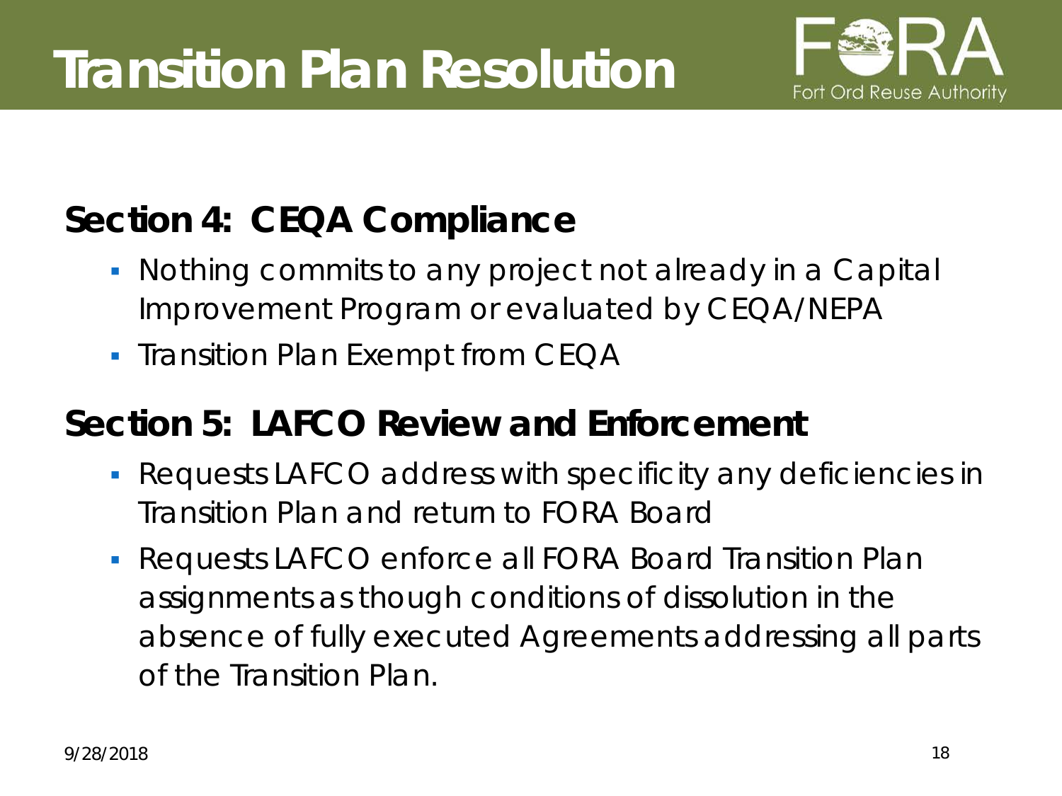# Transition Plan Resolution

## Section 4: CEQA Compliance

- Nothing commits to any project not already in a Capital Improvement Program or evaluated by CEQA/NEPA
- Transition Plan Exempt from CEQA

## Section 5: LAFCO Review and Enforcement

- Requests LAFCO address with specificity any deficiencies in Transition Plan and return to FORA Board
- Requests LAFCO enforce all FORA Board Transition Plan assignments as though conditions of dissolution in the absence of fully executed Agreements addressing all parts of the Transition Plan.

9/28/2018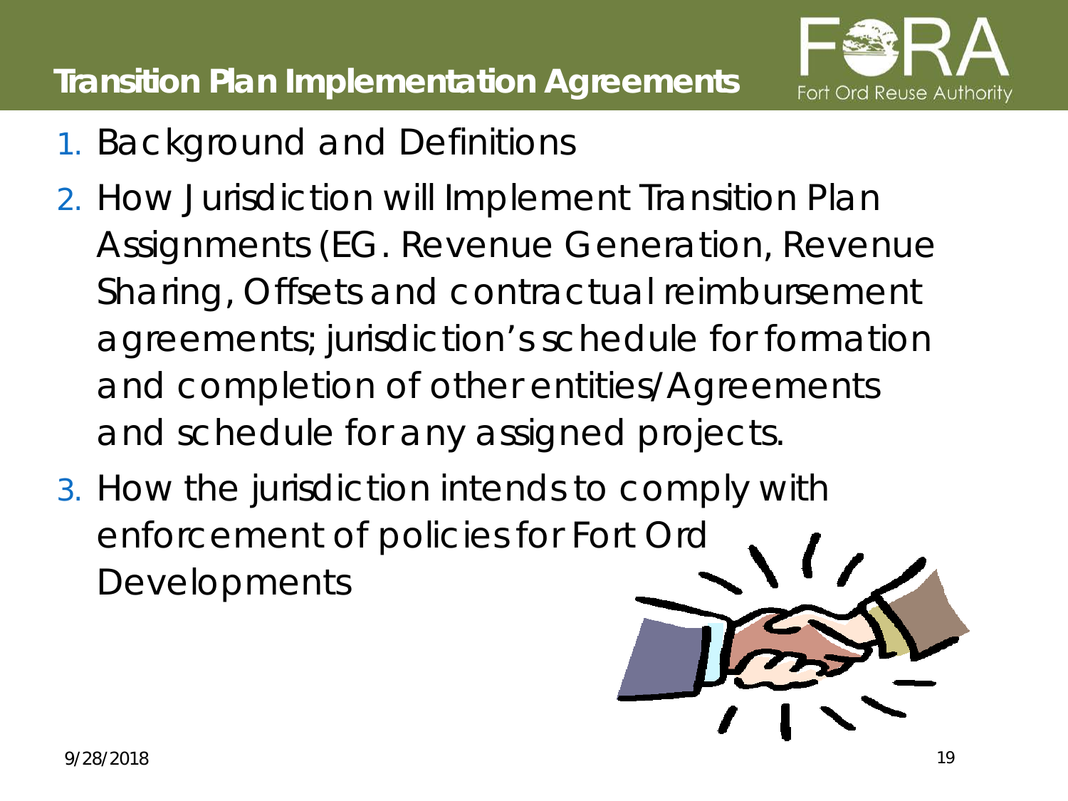## Transition Plan Implementation Agreements

1. Background and Definitions
2. How Jurisdiction will Implement Transition Plan Assignments (EG. Revenue Generation, Revenue Sharing, Offsets and contractual reimbursement agreements; jurisdiction's schedule for formation and completion of other entities/Agreements and schedule for any assigned projects.
3. How the jurisdiction intends to comply with enforcement of policies for Fort Ord Developments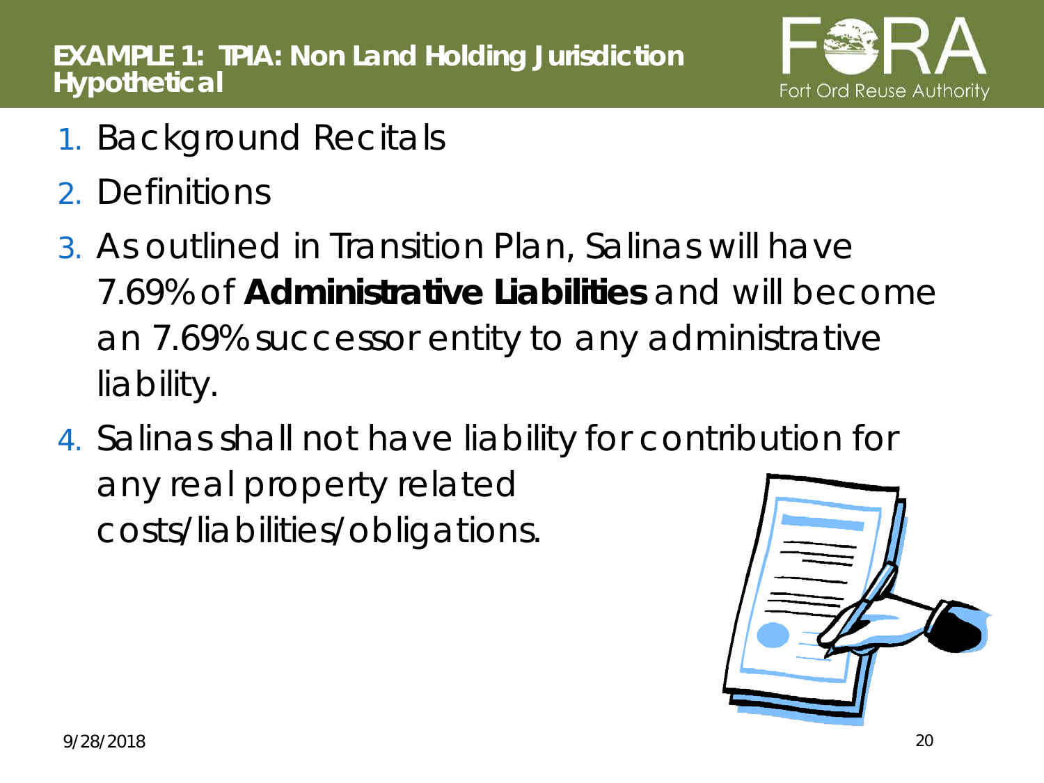# EXAMPLE 1: TPIA: Non Land Holding Jurisdiction Hypothetical

Fort Ord Reuse Authority

1. Background Recitals
2. Definitions
3. As outlined in Transition Plan, Salinas will have 7.69% of **Administrative Liabilities** and will become an 7.69% successor entity to any administrative liability.
4. Salinas shall not have liability for contribution for any real property related costs/liabilities/obligations.

9/28/2018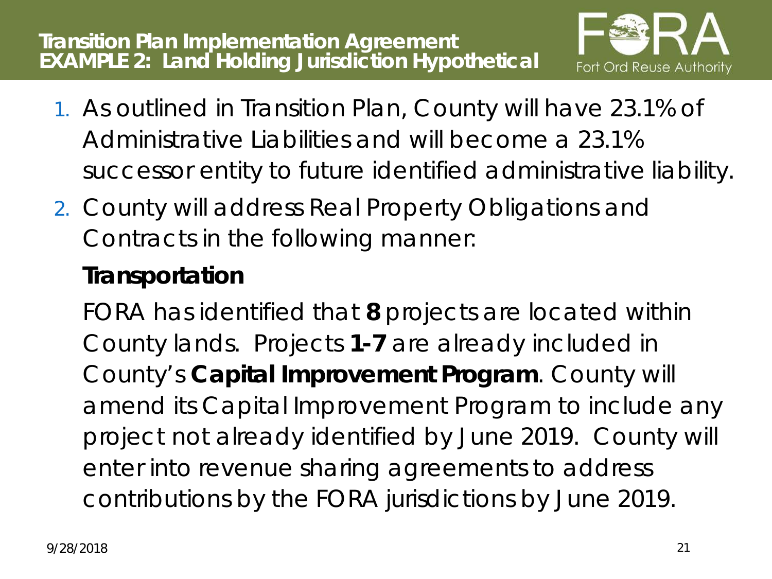# Transition Plan Implementation Agreement
## EXAMPLE 2: Land Holding Jurisdiction Hypothetical

1. As outlined in Transition Plan, County will have 23.1% of Administrative Liabilities and will become a 23.1% successor entity to future identified administrative liability.
2. County will address Real Property Obligations and Contracts in the following manner:

   **Transportation**

   FORA has identified that **8** projects are located within County lands. Projects **1-7** are already included in County's **Capital Improvement Program**. County will amend its Capital Improvement Program to include any project not already identified by June 2019. County will enter into revenue sharing agreements to address contributions by the FORA jurisdictions by June 2019.

9/28/2018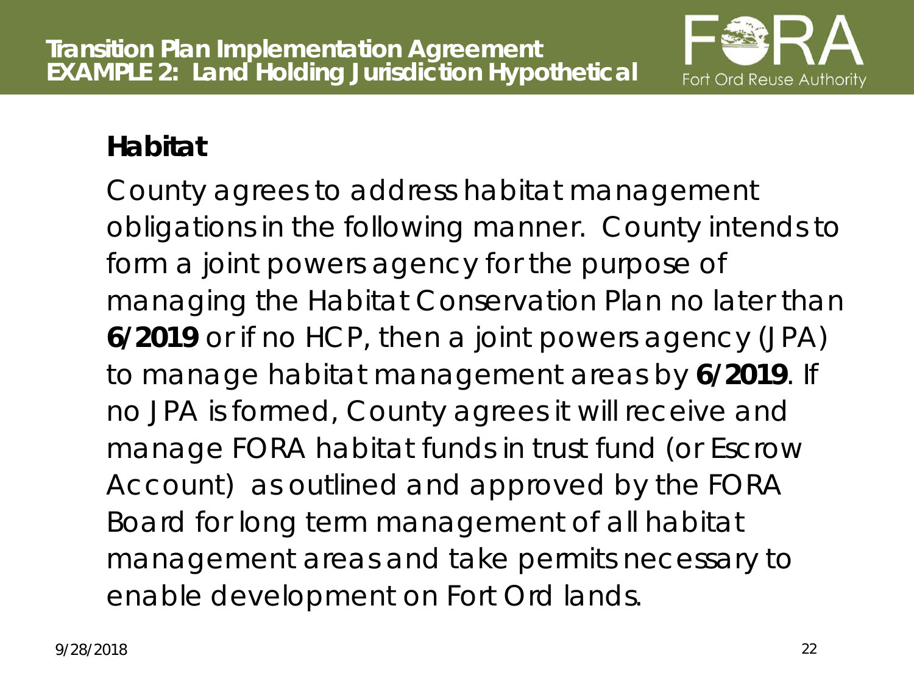# Transition Plan Implementation Agreement
# EXAMPLE 2: Land Holding Jurisdiction Hypothetical

## Habitat

County agrees to address habitat management obligations in the following manner. County intends to form a joint powers agency for the purpose of managing the Habitat Conservation Plan no later than **6/2019** or if no HCP, then a joint powers agency (JPA) to manage habitat management areas by **6/2019**. If no JPA is formed, County agrees it will receive and manage FORA habitat funds in trust fund (or Escrow Account) as outlined and approved by the FORA Board for long term management of all habitat management areas and take permits necessary to enable development on Fort Ord lands.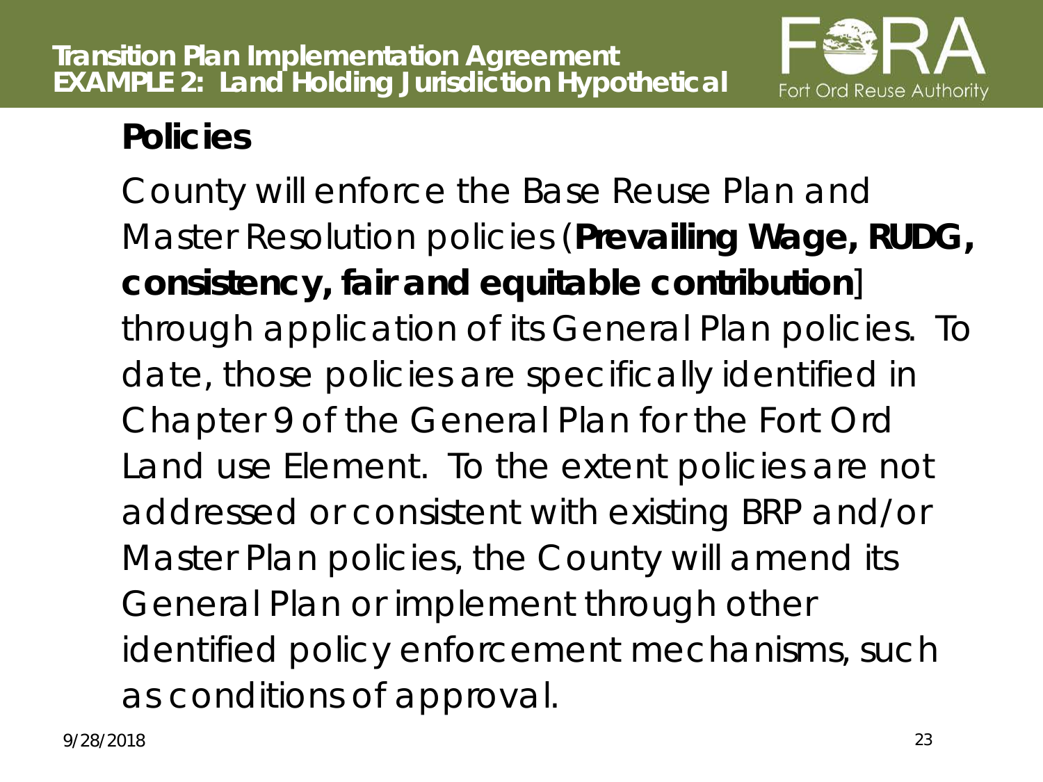# Transition Plan Implementation Agreement
## EXAMPLE 2: Land Holding Jurisdiction Hypothetical

### Policies

County will enforce the Base Reuse Plan and Master Resolution policies (**Prevailing Wage, RUDG, consistency, fair and equitable contribution**] through application of its General Plan policies. To date, those policies are specifically identified in Chapter 9 of the General Plan for the Fort Ord Land use Element. To the extent policies are not addressed or consistent with existing BRP and/or Master Plan policies, the County will amend its General Plan or implement through other identified policy enforcement mechanisms, such as conditions of approval.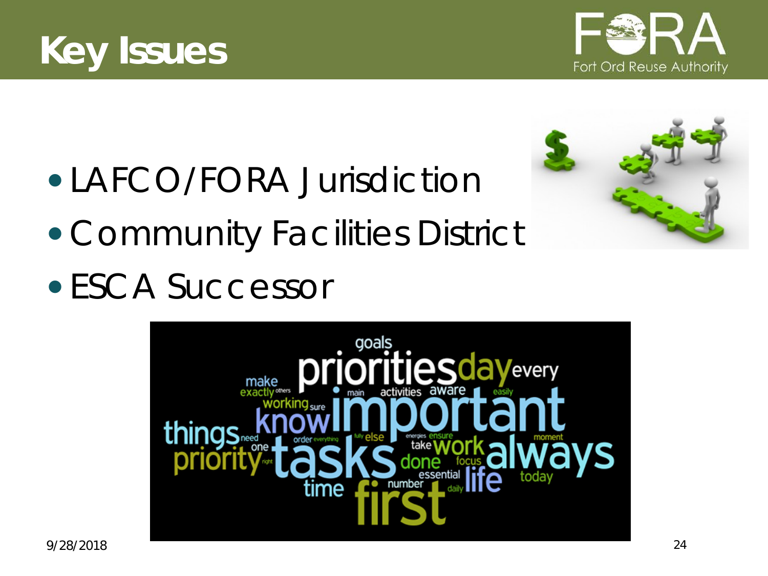# Key Issues

- LAFCO/FORA Jurisdiction
- Community Facilities District
- ESCA Successor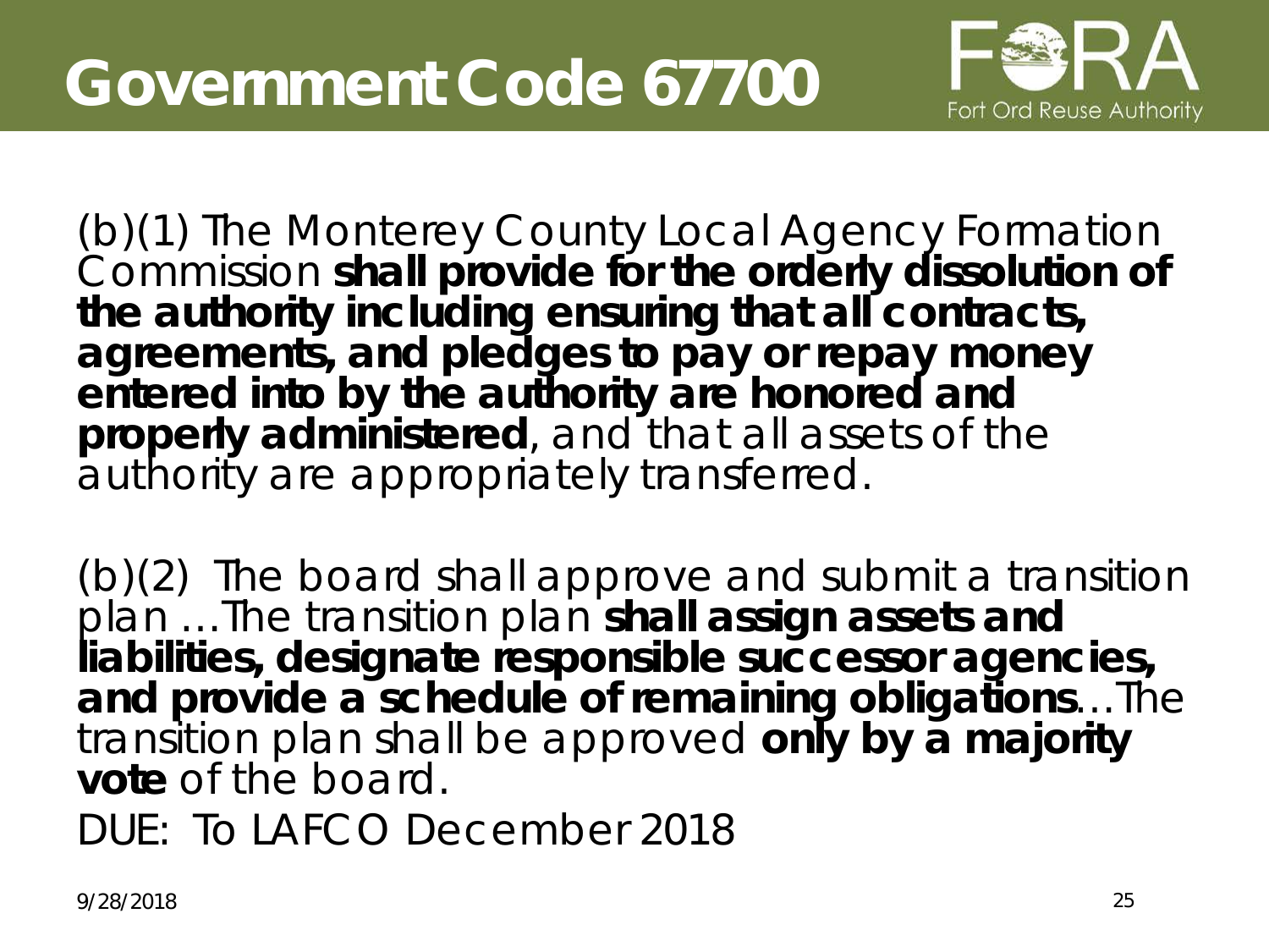# Government Code 67700

(b)(1) The Monterey County Local Agency Formation Commission **shall provide for the orderly dissolution of the authority including ensuring that all contracts, agreements, and pledges to pay or repay money entered into by the authority are honored and properly administered**, and that all assets of the authority are appropriately transferred.

(b)(2) The board shall approve and submit a transition plan …The transition plan **shall assign assets and liabilities, designate responsible successor agencies, and provide a schedule of remaining obligations**…The transition plan shall be approved **only by a majority vote** of the board.

DUE: To LAFCO December 2018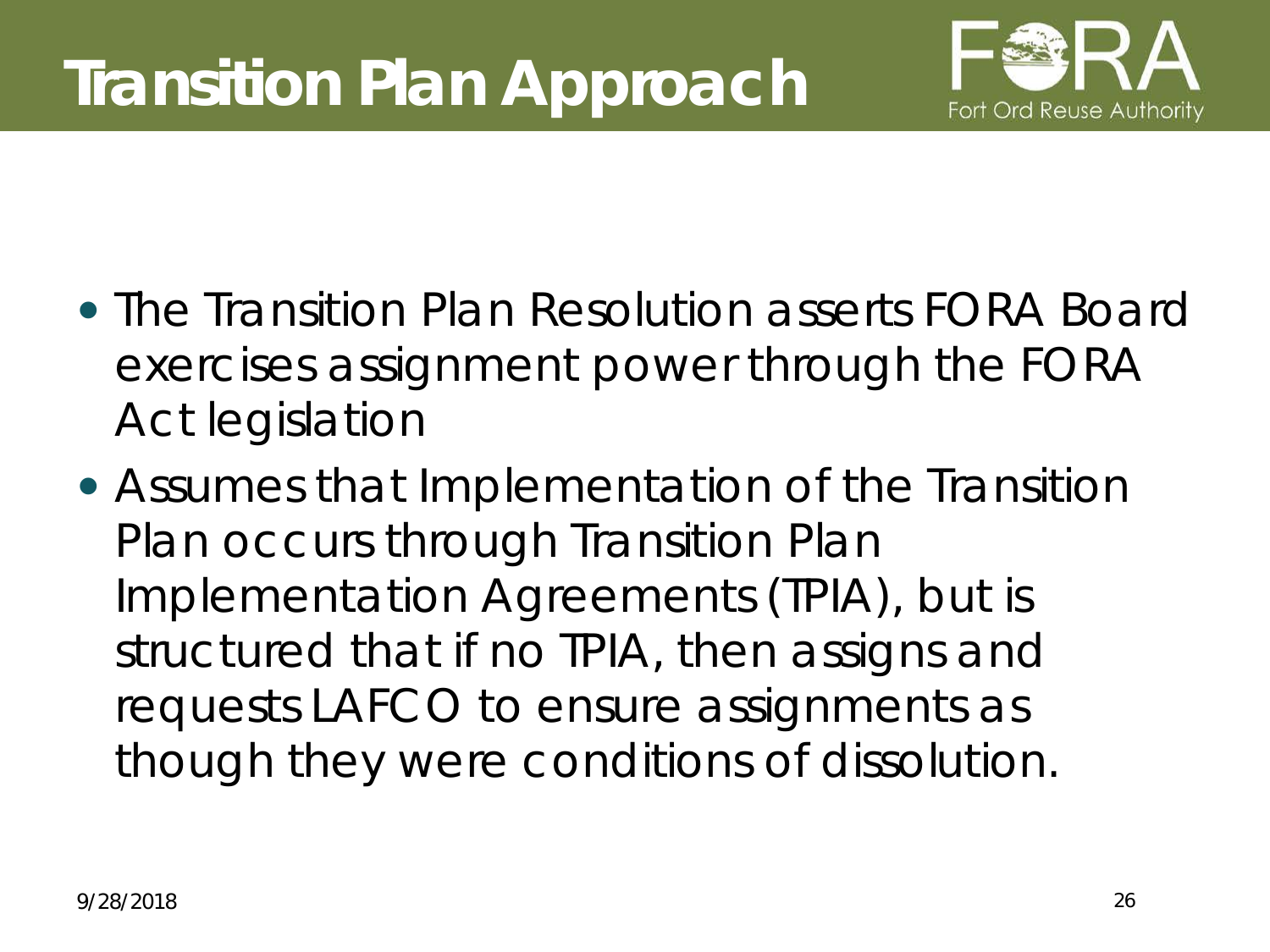# Transition Plan Approach

- The Transition Plan Resolution asserts FORA Board exercises assignment power through the FORA Act legislation
- Assumes that Implementation of the Transition Plan occurs through Transition Plan Implementation Agreements (TPIA), but is structured that if no TPIA, then assigns and requests LAFCO to ensure assignments as though they were conditions of dissolution.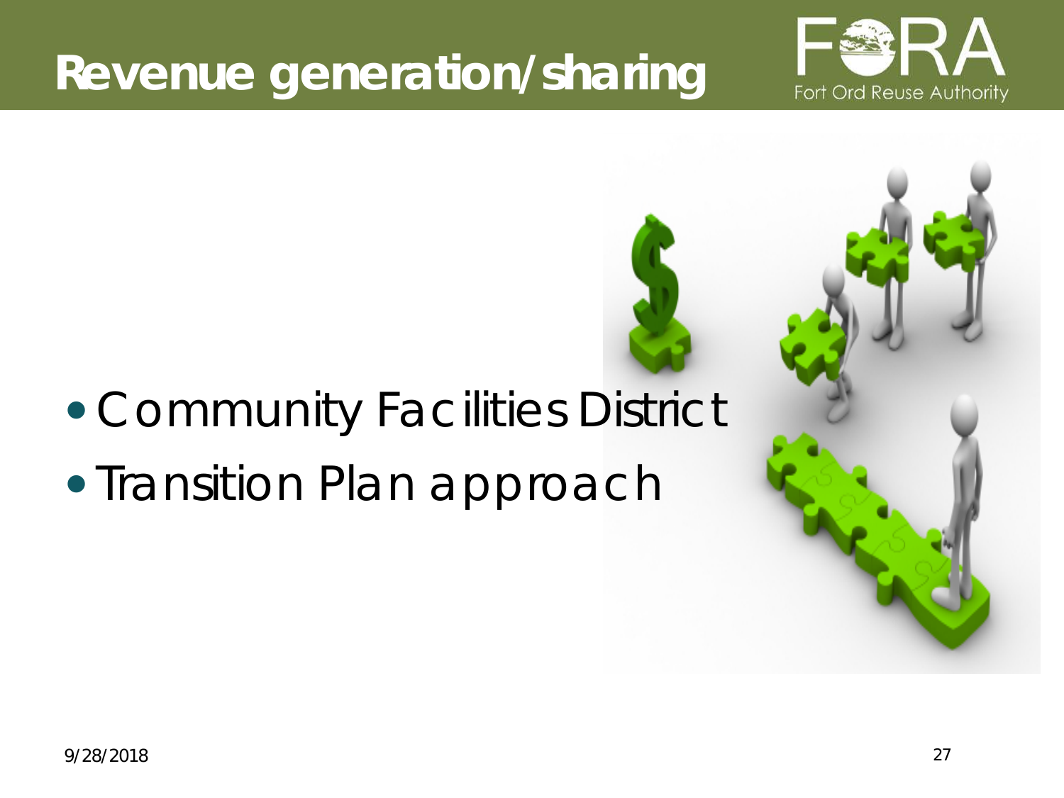# Revenue generation/sharing

- Community Facilities District
- Transition Plan approach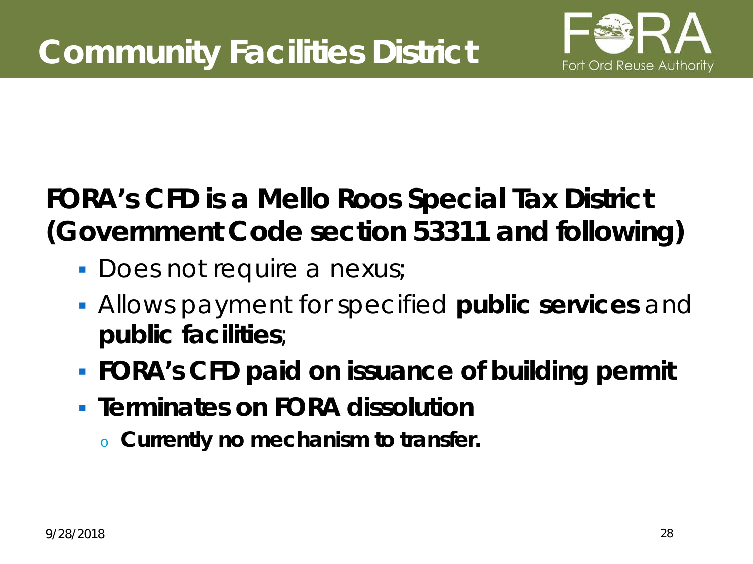# Community Facilities District

**FORA's CFD is a Mello Roos Special Tax District (Government Code section 53311 and following)**

- Does not require a nexus;
- Allows payment for specified **public services** and **public facilities**;
- **FORA's CFD paid on issuance of building permit**
- **Terminates on FORA dissolution**
  - **Currently no mechanism to transfer.**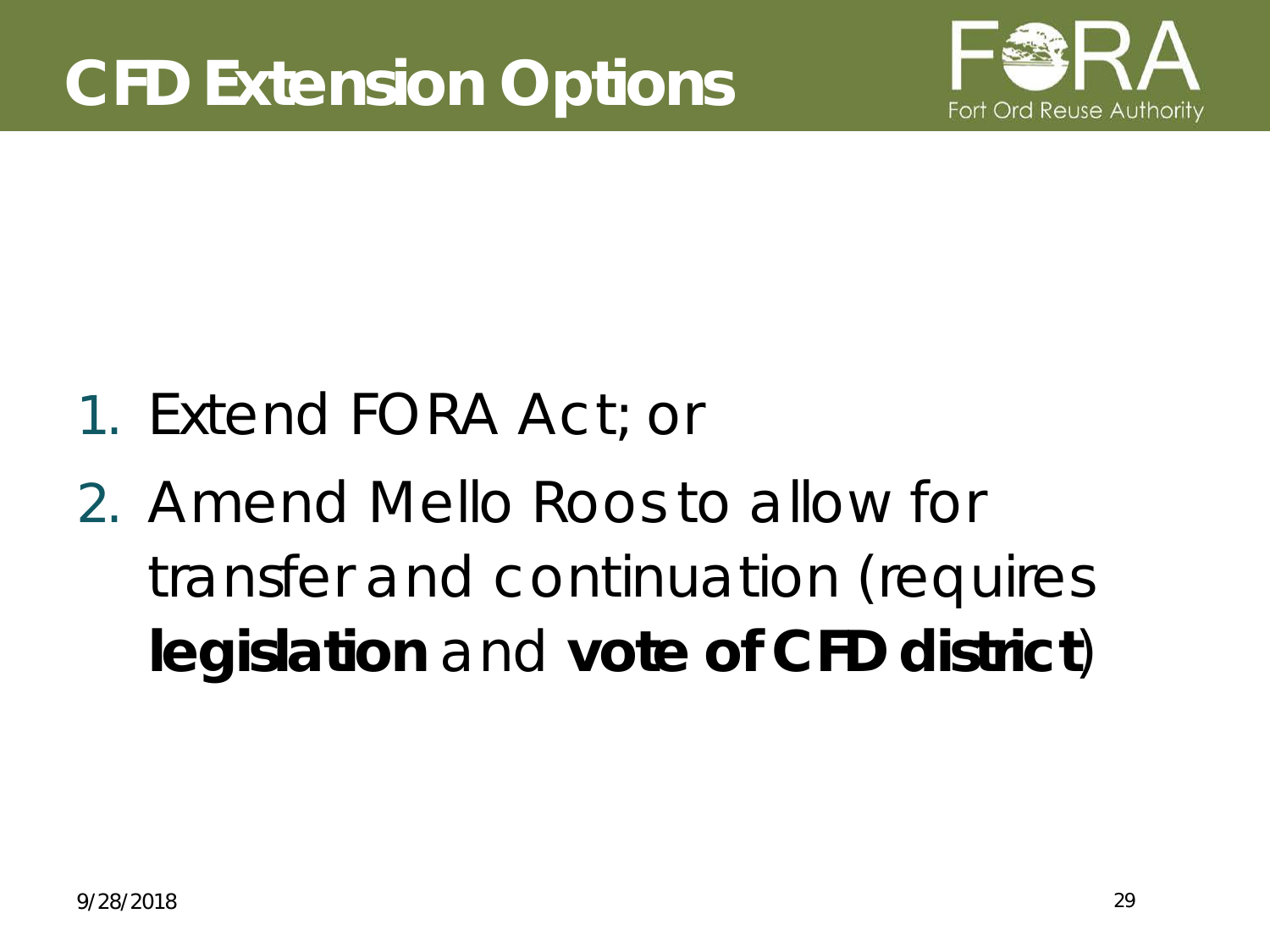# CFD Extension Options

1. Extend FORA Act; or
2. Amend Mello Roos to allow for transfer and continuation (requires **legislation** and **vote of CFD district**)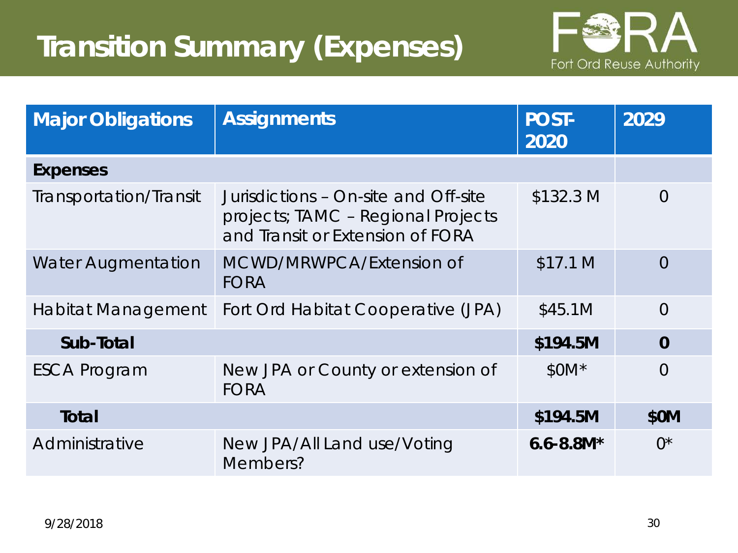# Transition Summary (Expenses)

| Major Obligations | Assignments | POST-2020 | 2029 |
|---|---|---|---|
| **Expenses** | | | |
| Transportation/Transit | Jurisdictions – On-site and Off-site projects; TAMC – Regional Projects and Transit or Extension of FORA | $132.3 M | 0 |
| Water Augmentation | MCWD/MRWPCA/Extension of FORA | $17.1 M | 0 |
| Habitat Management | Fort Ord Habitat Cooperative (JPA) | $45.1M | 0 |
| **Sub-Total** | | **$194.5M** | **0** |
| ESCA Program | New JPA or County or extension of FORA | $0M* | 0 |
| **Total** | | **$194.5M** | **$0M** |
| Administrative | New JPA/All Land use/Voting Members? | **6.6-8.8M*** | 0* |

9/28/2018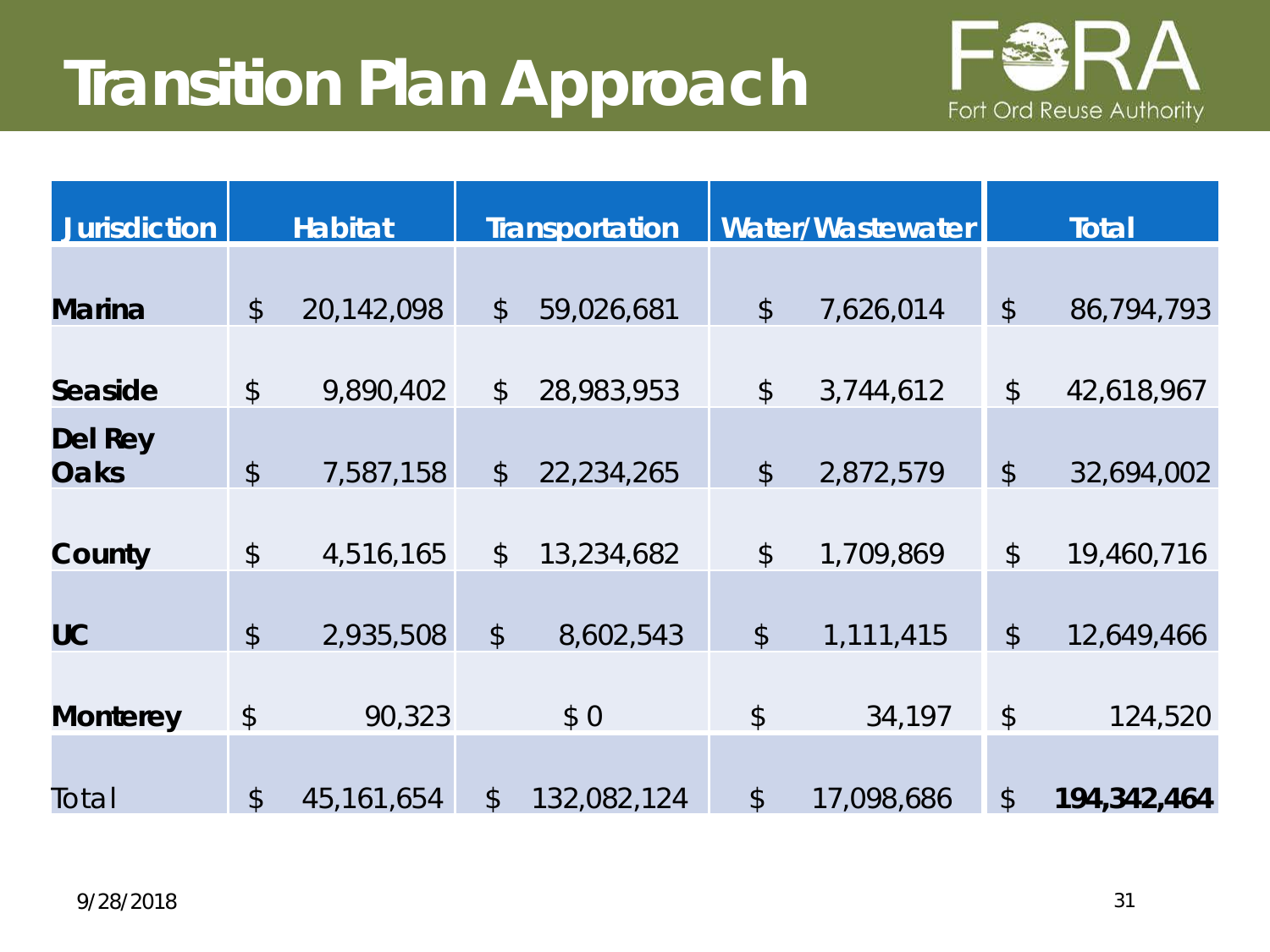# Transition Plan Approach

| Jurisdiction | Habitat | Transportation | Water/Wastewater | Total |
|---|---|---|---|---|
| **Marina** | $ 20,142,098 | $ 59,026,681 | $ 7,626,014 | $ 86,794,793 |
| **Seaside** | $ 9,890,402 | $ 28,983,953 | $ 3,744,612 | $ 42,618,967 |
| **Del Rey Oaks** | $ 7,587,158 | $ 22,234,265 | $ 2,872,579 | $ 32,694,002 |
| **County** | $ 4,516,165 | $ 13,234,682 | $ 1,709,869 | $ 19,460,716 |
| **UC** | $ 2,935,508 | $ 8,602,543 | $ 1,111,415 | $ 12,649,466 |
| **Monterey** | $ 90,323 | $ 0 | $ 34,197 | $ 124,520 |
| Total | $ 45,161,654 | $ 132,082,124 | $ 17,098,686 | $ **194,342,464** |

9/28/2018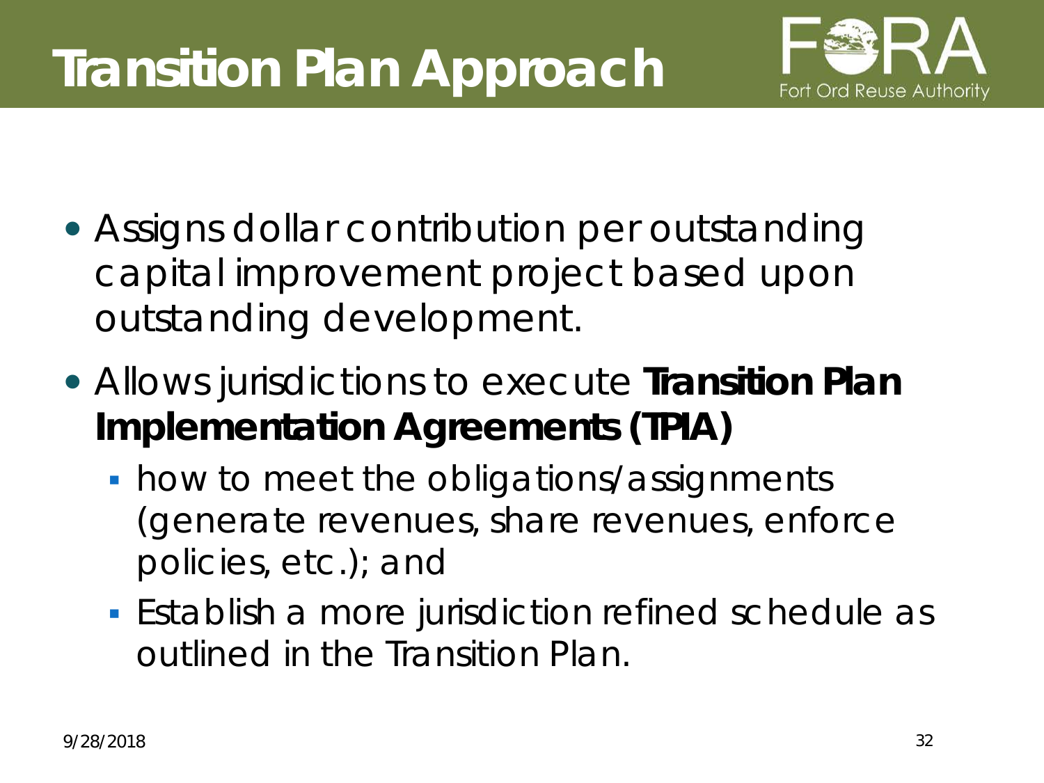# Transition Plan Approach

- Assigns dollar contribution per outstanding capital improvement project based upon outstanding development.
- Allows jurisdictions to execute **Transition Plan Implementation Agreements (TPIA)**
  - how to meet the obligations/assignments (generate revenues, share revenues, enforce policies, etc.); and
  - Establish a more jurisdiction refined schedule as outlined in the Transition Plan.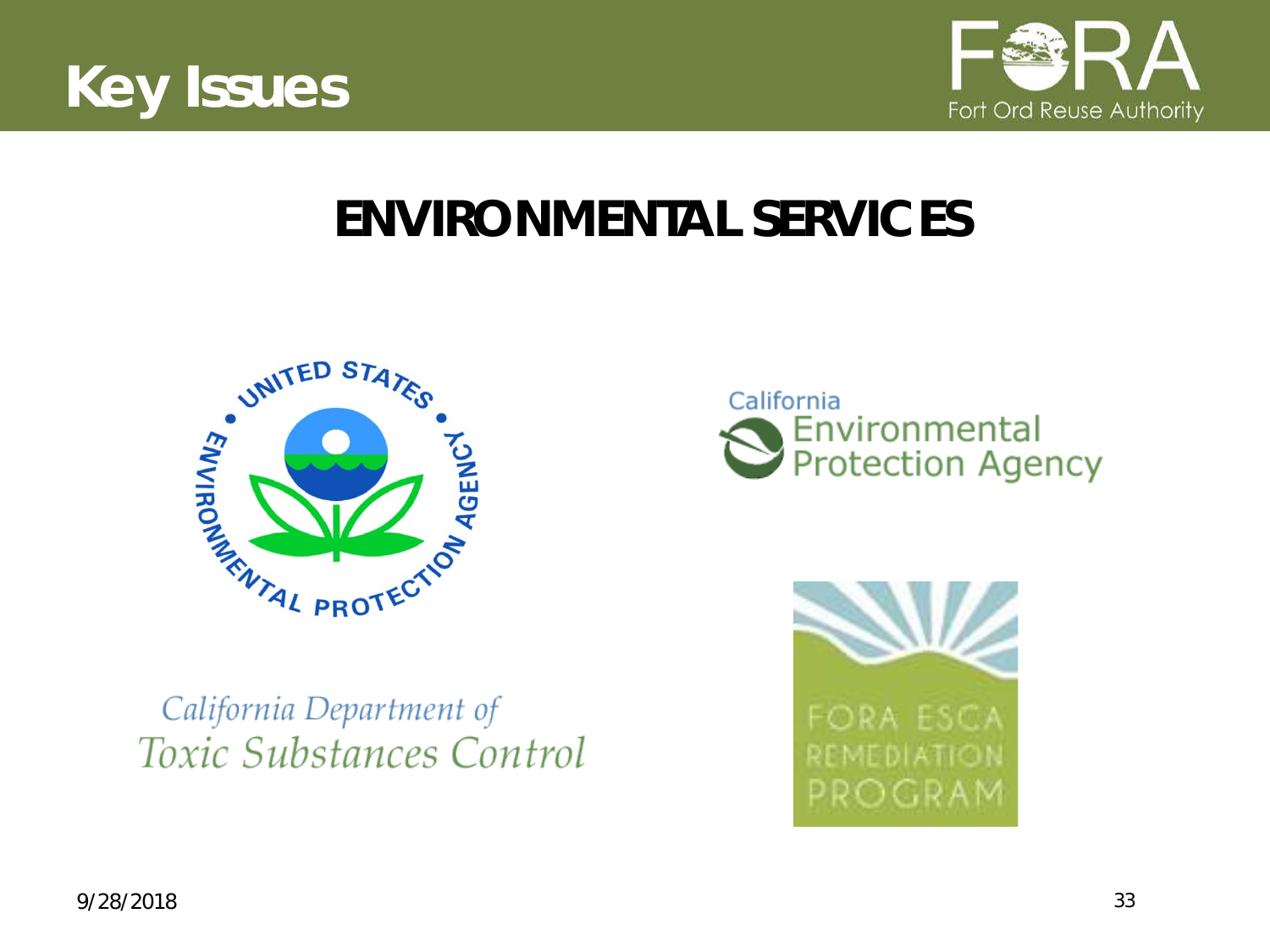# Key Issues

## ENVIRONMENTAL SERVICES

California Department of Toxic Substances Control

California Environmental Protection Agency

FORA ESCA REMEDIATION PROGRAM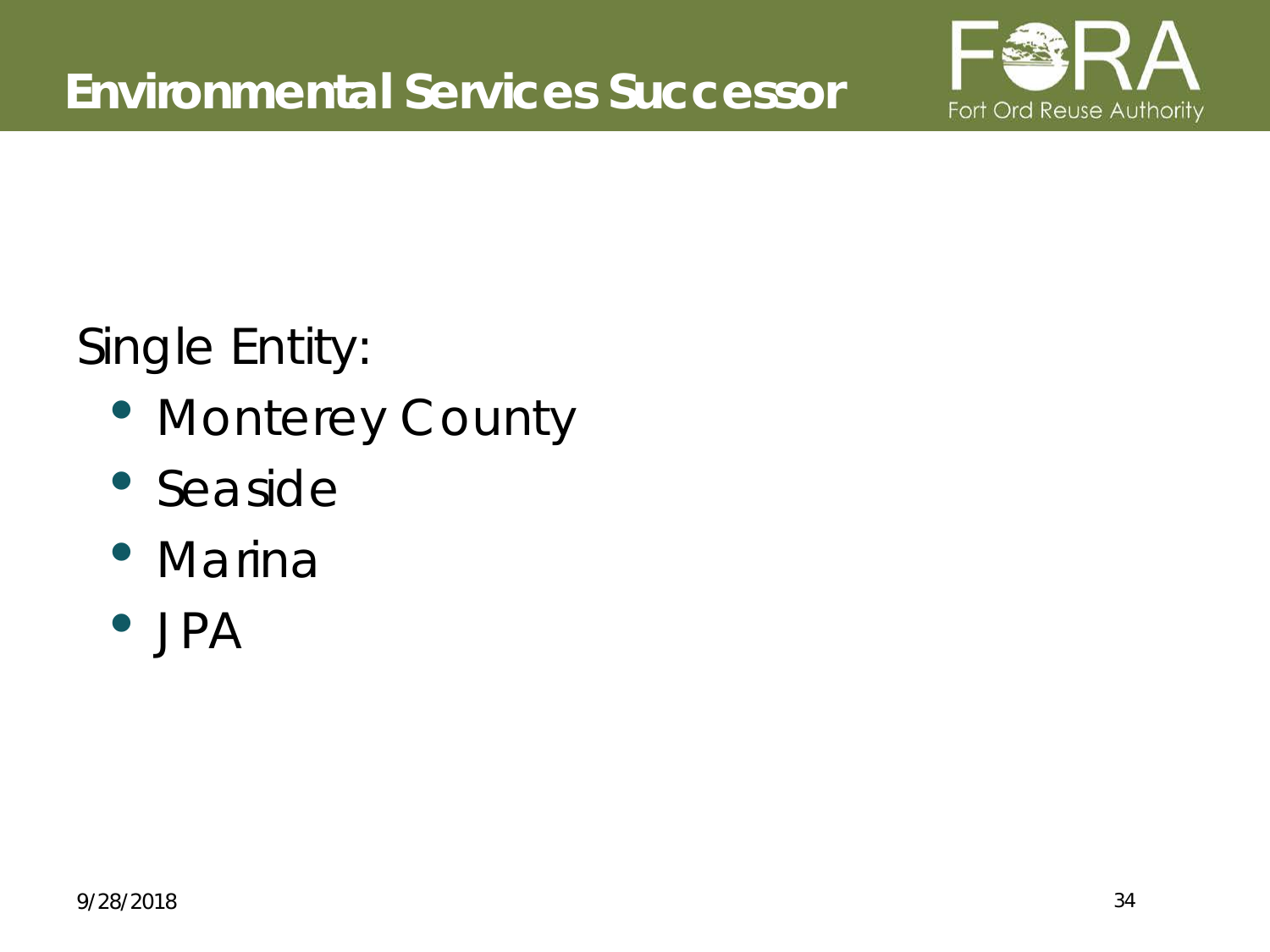# Environmental Services Successor

Single Entity:

- Monterey County
- Seaside
- Marina
- JPA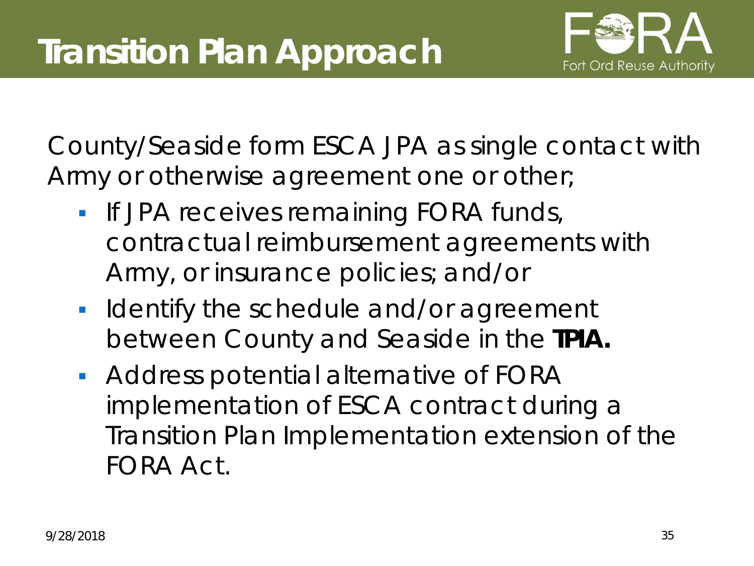# Transition Plan Approach

County/Seaside form ESCA JPA as single contact with Army or otherwise agreement one or other;

- If JPA receives remaining FORA funds, contractual reimbursement agreements with Army, or insurance policies; and/or
- Identify the schedule and/or agreement between County and Seaside in the **TPIA.**
- Address potential alternative of FORA implementation of ESCA contract during a Transition Plan Implementation extension of the FORA Act.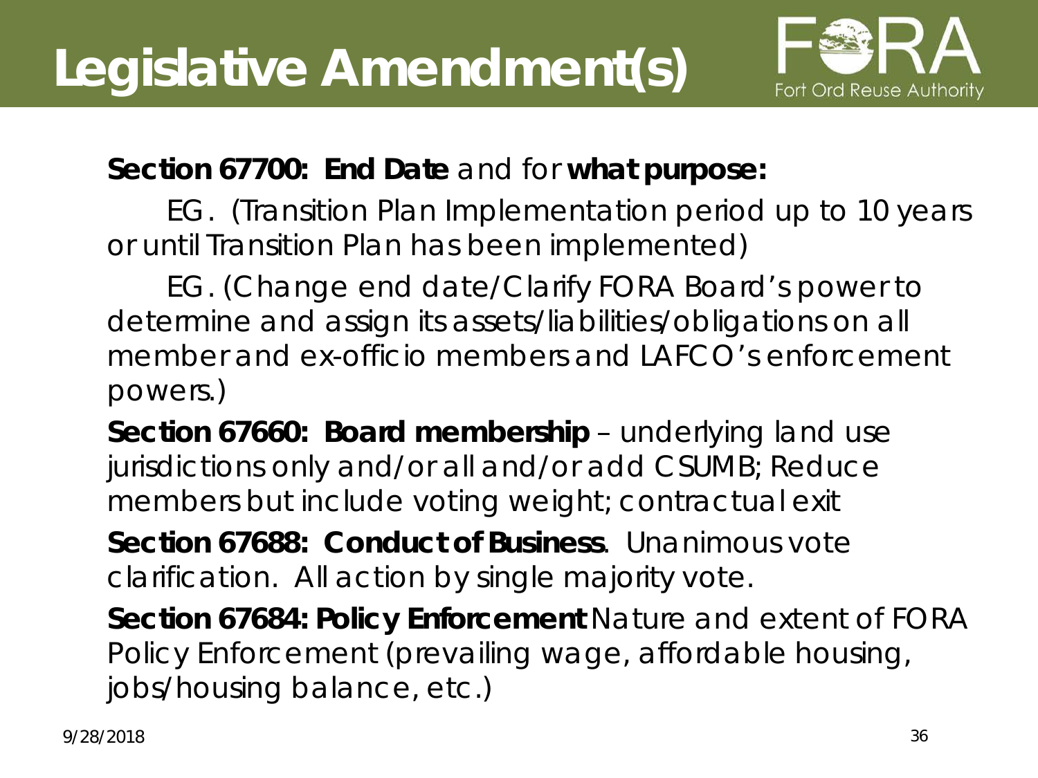# Legislative Amendment(s)

**Section 67700: End Date** and for **what purpose:**

EG. (Transition Plan Implementation period up to 10 years or until Transition Plan has been implemented)

EG. (Change end date/Clarify FORA Board's power to determine and assign its assets/liabilities/obligations on all member and ex-officio members and LAFCO's enforcement powers.)

**Section 67660: Board membership** – underlying land use jurisdictions only and/or all and/or add CSUMB; Reduce members but include voting weight; contractual exit

**Section 67688: Conduct of Business**. Unanimous vote clarification. All action by single majority vote.

**Section 67684: Policy Enforcement** Nature and extent of FORA Policy Enforcement (prevailing wage, affordable housing, jobs/housing balance, etc.)

9/28/2018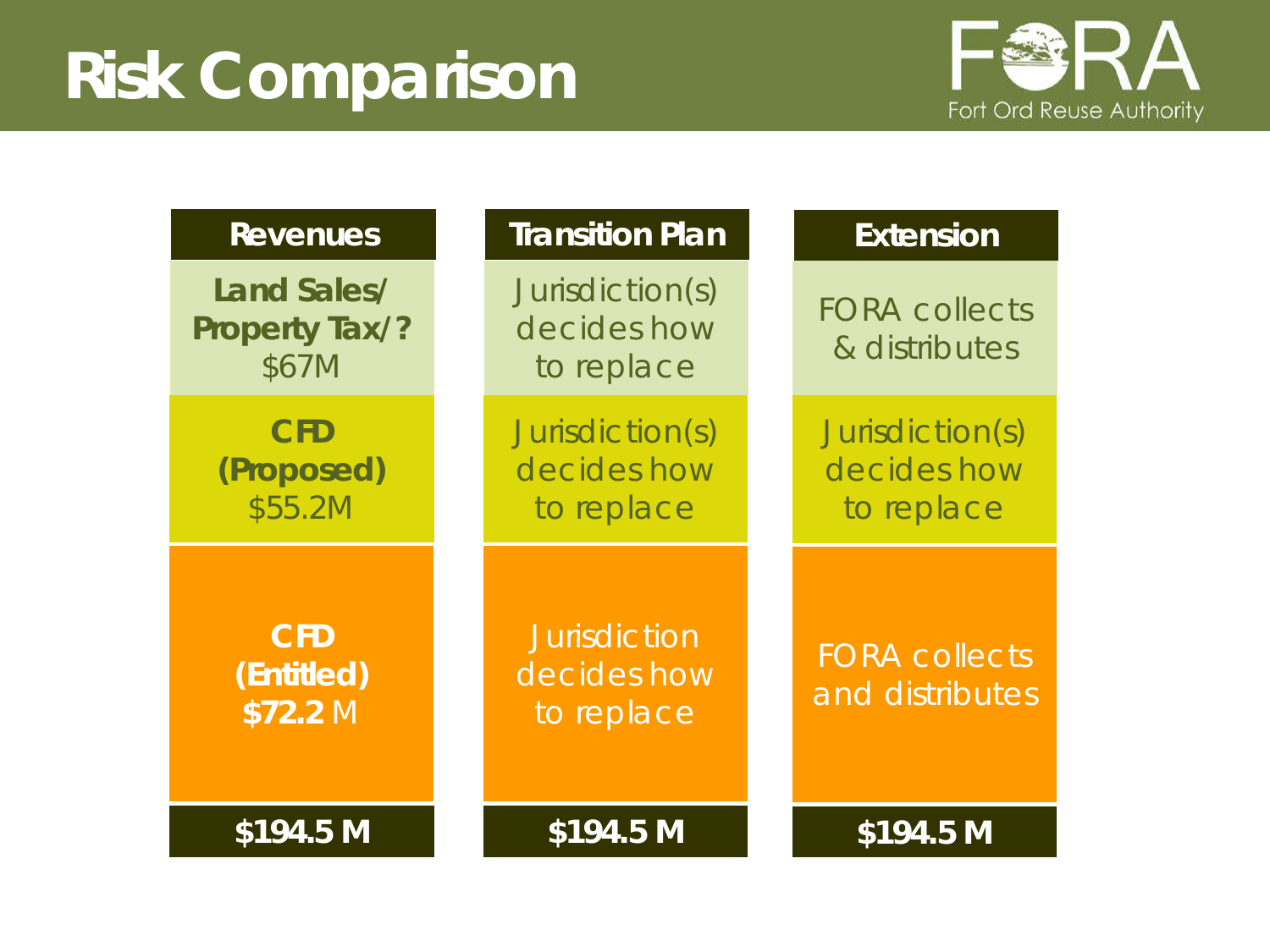# Risk Comparison

FORA
Fort Ord Reuse Authority

| Revenues | Transition Plan | Extension |
|---|---|---|
| **Land Sales/ Property Tax/?** $67M | Jurisdiction(s) decides how to replace | FORA collects & distributes |
| **CFD (Proposed)** $55.2M | Jurisdiction(s) decides how to replace | Jurisdiction(s) decides how to replace |
| **CFD (Entitled) $72.2** M | Jurisdiction decides how to replace | FORA collects and distributes |
| **$194.5 M** | **$194.5 M** | **$194.5 M** |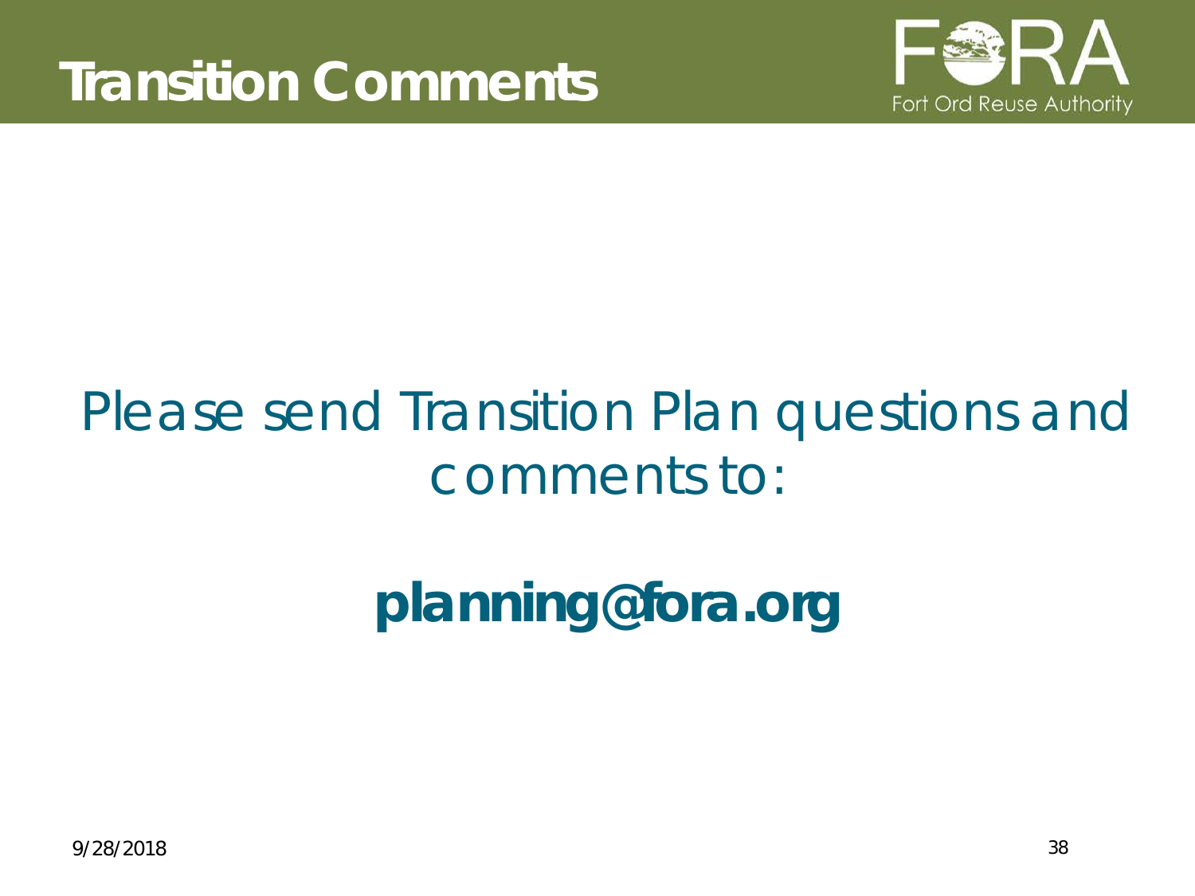# Transition Comments

Please send Transition Plan questions and comments to:

**planning@fora.org**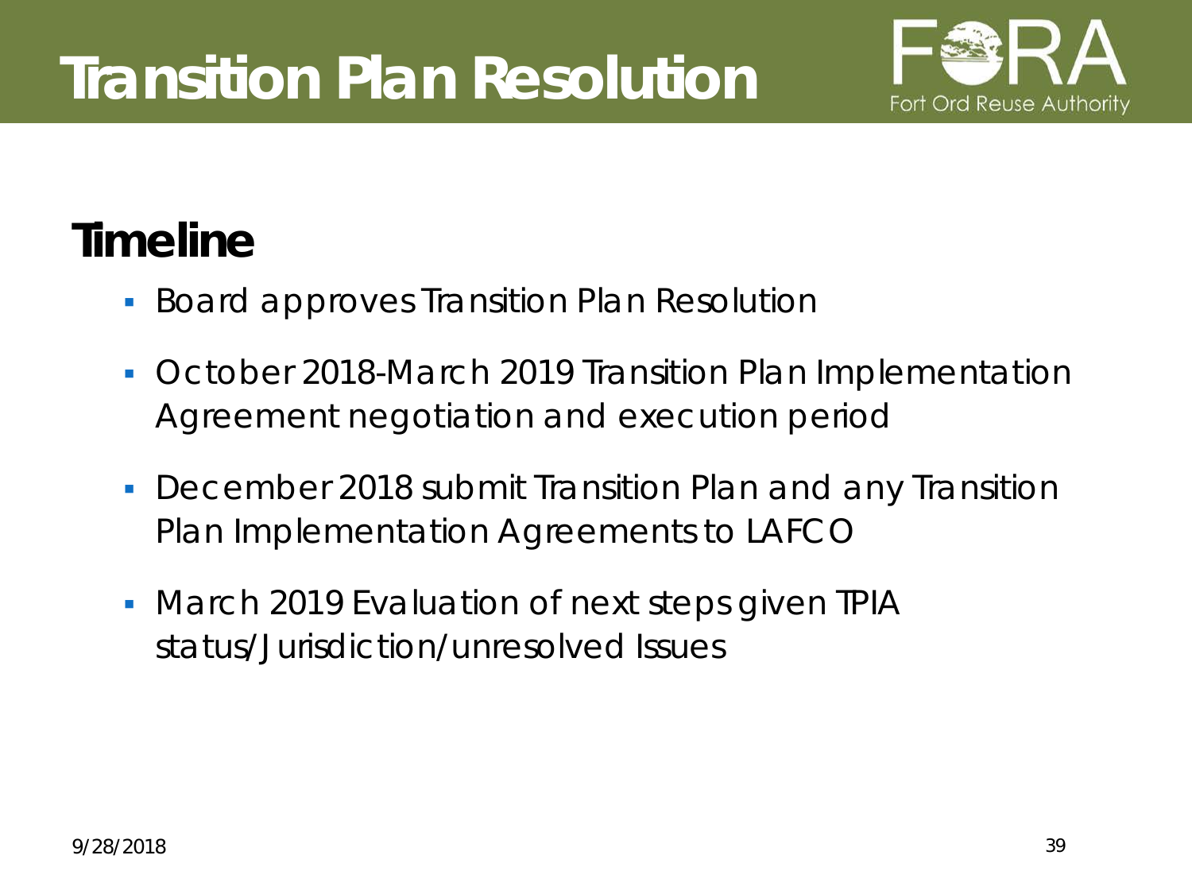# Transition Plan Resolution

## Timeline

- Board approves Transition Plan Resolution
- October 2018-March 2019 Transition Plan Implementation Agreement negotiation and execution period
- December 2018 submit Transition Plan and any Transition Plan Implementation Agreements to LAFCO
- March 2019 Evaluation of next steps given TPIA status/Jurisdiction/unresolved Issues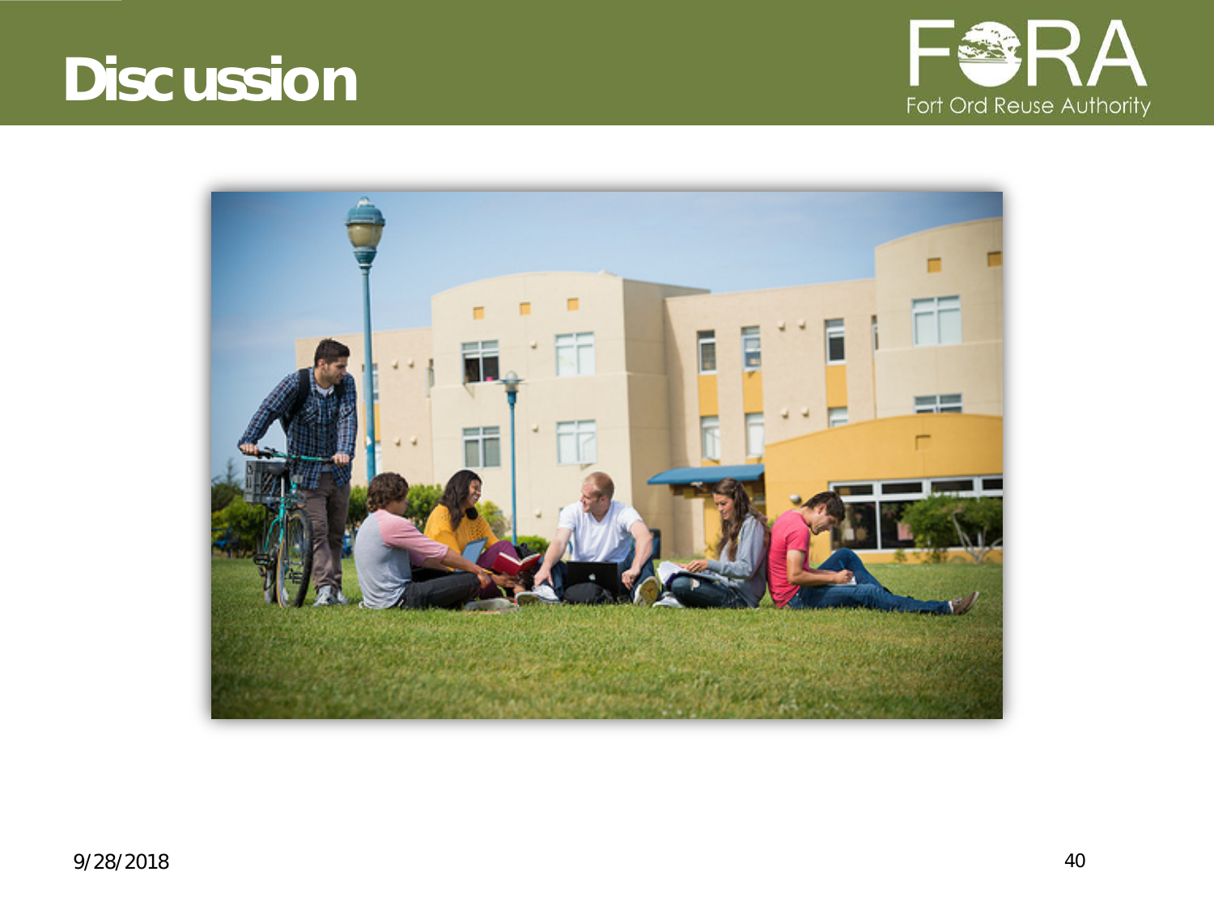# Discussion

9/28/2018